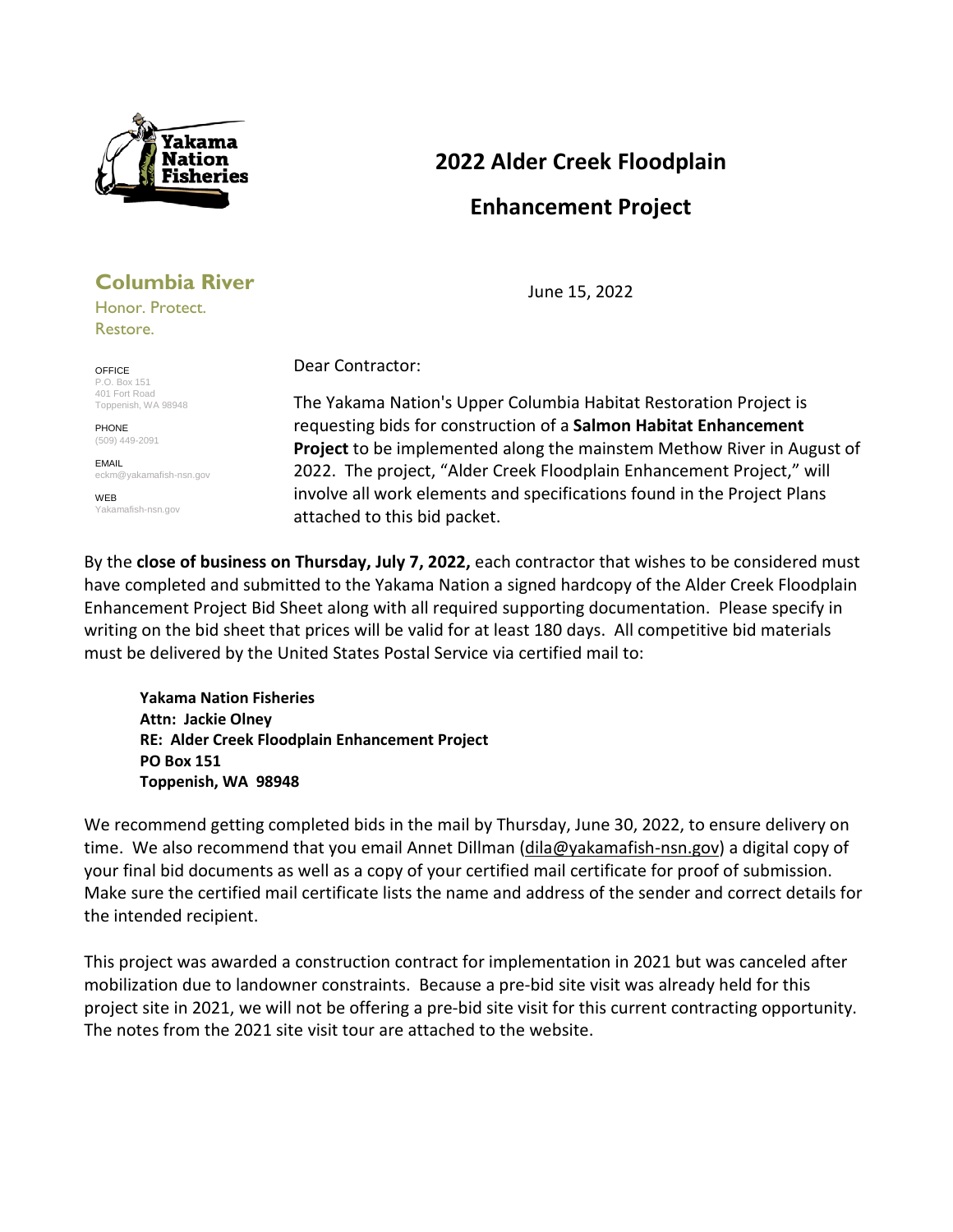Yakama Nation Fisheries

# 2022 Alder Creek Floodplain Enhancement Project

**Columbia River**

Honor. Protect. Restore.

OFFICE
P.O. Box 151
401 Fort Road
Toppenish, WA 98948

PHONE
(509) 449-2091

EMAIL
eckm@yakamafish-nsn.gov

WEB
Yakamafish-nsn.gov

June 15, 2022

Dear Contractor:

The Yakama Nation's Upper Columbia Habitat Restoration Project is requesting bids for construction of a **Salmon Habitat Enhancement Project** to be implemented along the mainstem Methow River in August of 2022. The project, "Alder Creek Floodplain Enhancement Project," will involve all work elements and specifications found in the Project Plans attached to this bid packet.

By the **close of business on Thursday, July 7, 2022,** each contractor that wishes to be considered must have completed and submitted to the Yakama Nation a signed hardcopy of the Alder Creek Floodplain Enhancement Project Bid Sheet along with all required supporting documentation. Please specify in writing on the bid sheet that prices will be valid for at least 180 days. All competitive bid materials must be delivered by the United States Postal Service via certified mail to:

**Yakama Nation Fisheries**
**Attn: Jackie Olney**
**RE: Alder Creek Floodplain Enhancement Project**
**PO Box 151**
**Toppenish, WA 98948**

We recommend getting completed bids in the mail by Thursday, June 30, 2022, to ensure delivery on time. We also recommend that you email Annet Dillman (dila@yakamafish-nsn.gov) a digital copy of your final bid documents as well as a copy of your certified mail certificate for proof of submission. Make sure the certified mail certificate lists the name and address of the sender and correct details for the intended recipient.

This project was awarded a construction contract for implementation in 2021 but was canceled after mobilization due to landowner constraints. Because a pre-bid site visit was already held for this project site in 2021, we will not be offering a pre-bid site visit for this current contracting opportunity. The notes from the 2021 site visit tour are attached to the website.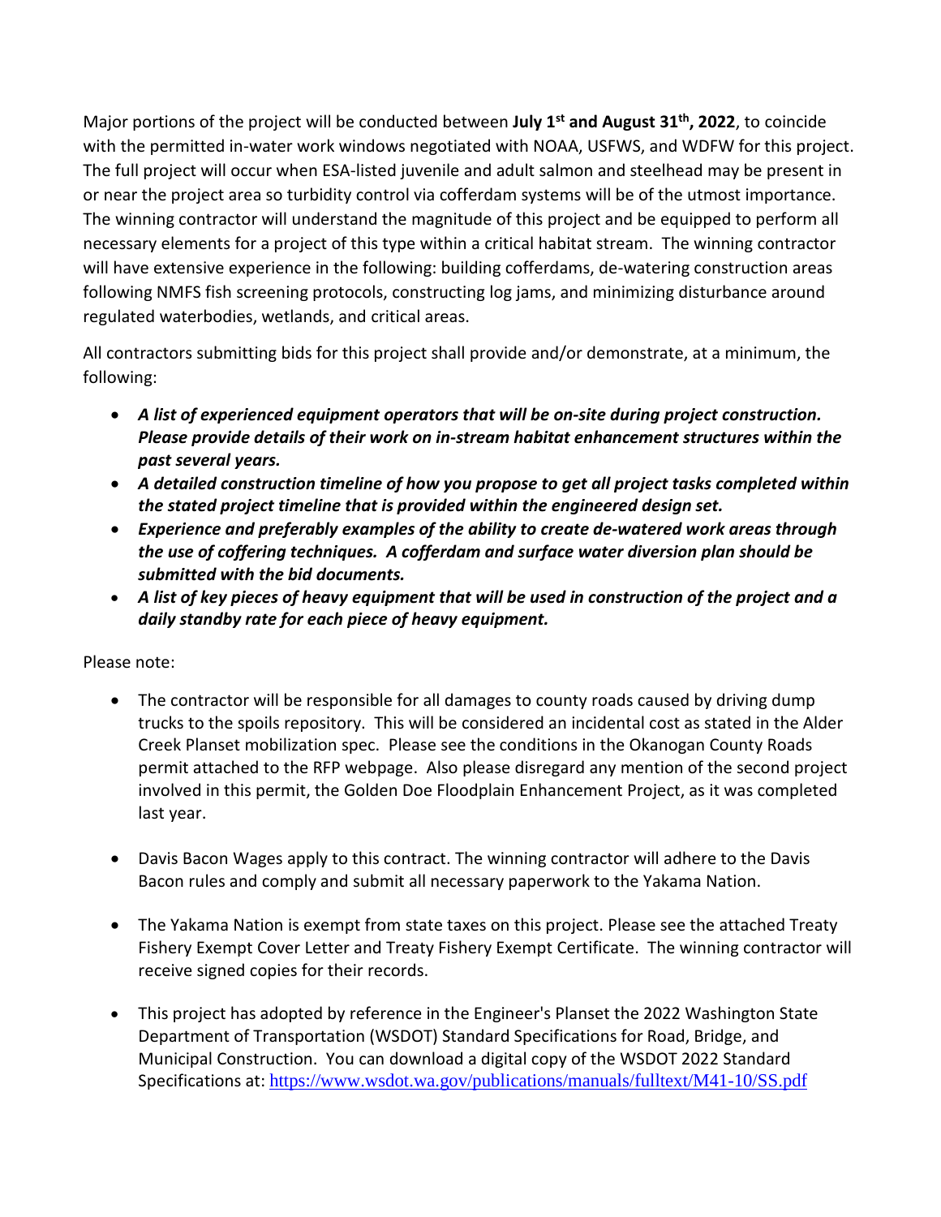Major portions of the project will be conducted between **July 1st and August 31th, 2022**, to coincide with the permitted in-water work windows negotiated with NOAA, USFWS, and WDFW for this project. The full project will occur when ESA-listed juvenile and adult salmon and steelhead may be present in or near the project area so turbidity control via cofferdam systems will be of the utmost importance. The winning contractor will understand the magnitude of this project and be equipped to perform all necessary elements for a project of this type within a critical habitat stream. The winning contractor will have extensive experience in the following: building cofferdams, de-watering construction areas following NMFS fish screening protocols, constructing log jams, and minimizing disturbance around regulated waterbodies, wetlands, and critical areas.

All contractors submitting bids for this project shall provide and/or demonstrate, at a minimum, the following:

- ***A list of experienced equipment operators that will be on-site during project construction. Please provide details of their work on in-stream habitat enhancement structures within the past several years.***
- ***A detailed construction timeline of how you propose to get all project tasks completed within the stated project timeline that is provided within the engineered design set.***
- ***Experience and preferably examples of the ability to create de-watered work areas through the use of coffering techniques. A cofferdam and surface water diversion plan should be submitted with the bid documents.***
- ***A list of key pieces of heavy equipment that will be used in construction of the project and a daily standby rate for each piece of heavy equipment.***

Please note:

- The contractor will be responsible for all damages to county roads caused by driving dump trucks to the spoils repository. This will be considered an incidental cost as stated in the Alder Creek Planset mobilization spec. Please see the conditions in the Okanogan County Roads permit attached to the RFP webpage. Also please disregard any mention of the second project involved in this permit, the Golden Doe Floodplain Enhancement Project, as it was completed last year.

- Davis Bacon Wages apply to this contract. The winning contractor will adhere to the Davis Bacon rules and comply and submit all necessary paperwork to the Yakama Nation.

- The Yakama Nation is exempt from state taxes on this project. Please see the attached Treaty Fishery Exempt Cover Letter and Treaty Fishery Exempt Certificate. The winning contractor will receive signed copies for their records.

- This project has adopted by reference in the Engineer's Planset the 2022 Washington State Department of Transportation (WSDOT) Standard Specifications for Road, Bridge, and Municipal Construction. You can download a digital copy of the WSDOT 2022 Standard Specifications at: https://www.wsdot.wa.gov/publications/manuals/fulltext/M41-10/SS.pdf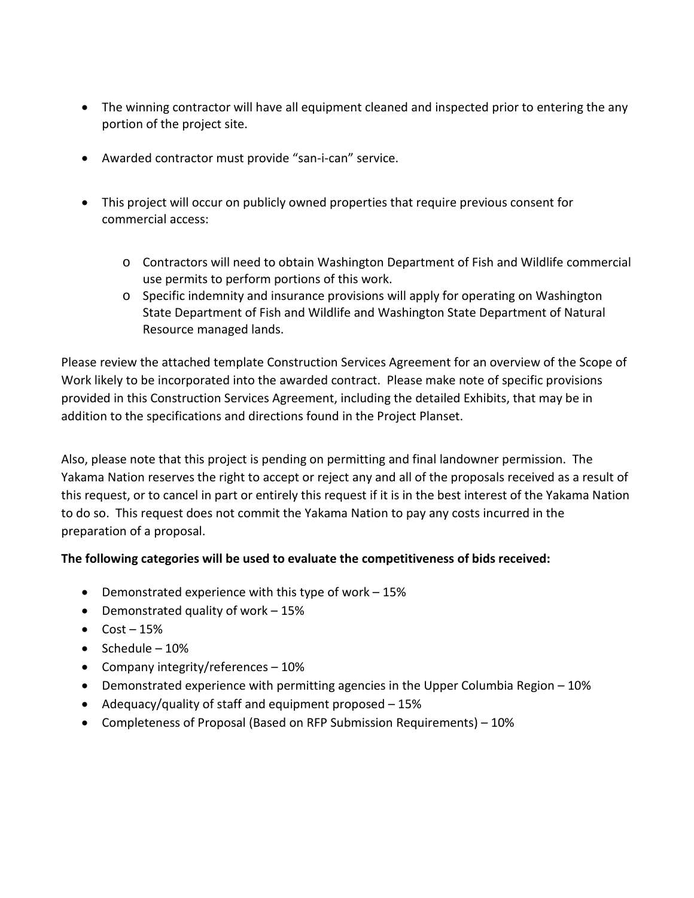- The winning contractor will have all equipment cleaned and inspected prior to entering the any portion of the project site.

- Awarded contractor must provide "san-i-can" service.

- This project will occur on publicly owned properties that require previous consent for commercial access:

    - Contractors will need to obtain Washington Department of Fish and Wildlife commercial use permits to perform portions of this work.
    - Specific indemnity and insurance provisions will apply for operating on Washington State Department of Fish and Wildlife and Washington State Department of Natural Resource managed lands.

Please review the attached template Construction Services Agreement for an overview of the Scope of Work likely to be incorporated into the awarded contract. Please make note of specific provisions provided in this Construction Services Agreement, including the detailed Exhibits, that may be in addition to the specifications and directions found in the Project Planset.

Also, please note that this project is pending on permitting and final landowner permission. The Yakama Nation reserves the right to accept or reject any and all of the proposals received as a result of this request, or to cancel in part or entirely this request if it is in the best interest of the Yakama Nation to do so. This request does not commit the Yakama Nation to pay any costs incurred in the preparation of a proposal.

**The following categories will be used to evaluate the competitiveness of bids received:**

- Demonstrated experience with this type of work – 15%
- Demonstrated quality of work – 15%
- Cost – 15%
- Schedule – 10%
- Company integrity/references – 10%
- Demonstrated experience with permitting agencies in the Upper Columbia Region – 10%
- Adequacy/quality of staff and equipment proposed – 15%
- Completeness of Proposal (Based on RFP Submission Requirements) – 10%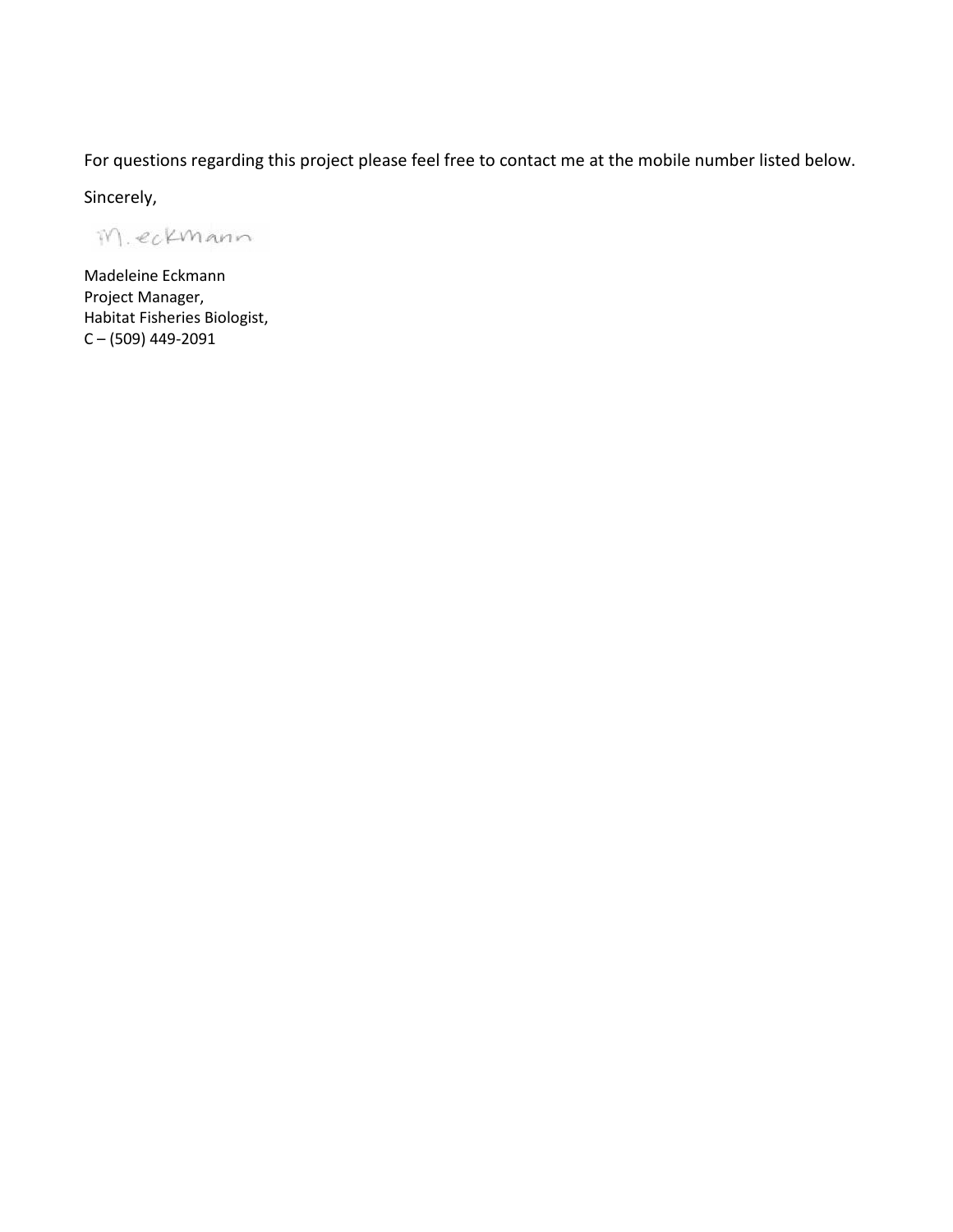For questions regarding this project please feel free to contact me at the mobile number listed below.

Sincerely,

M. eckmann

Madeleine Eckmann
Project Manager,
Habitat Fisheries Biologist,
C – (509) 449-2091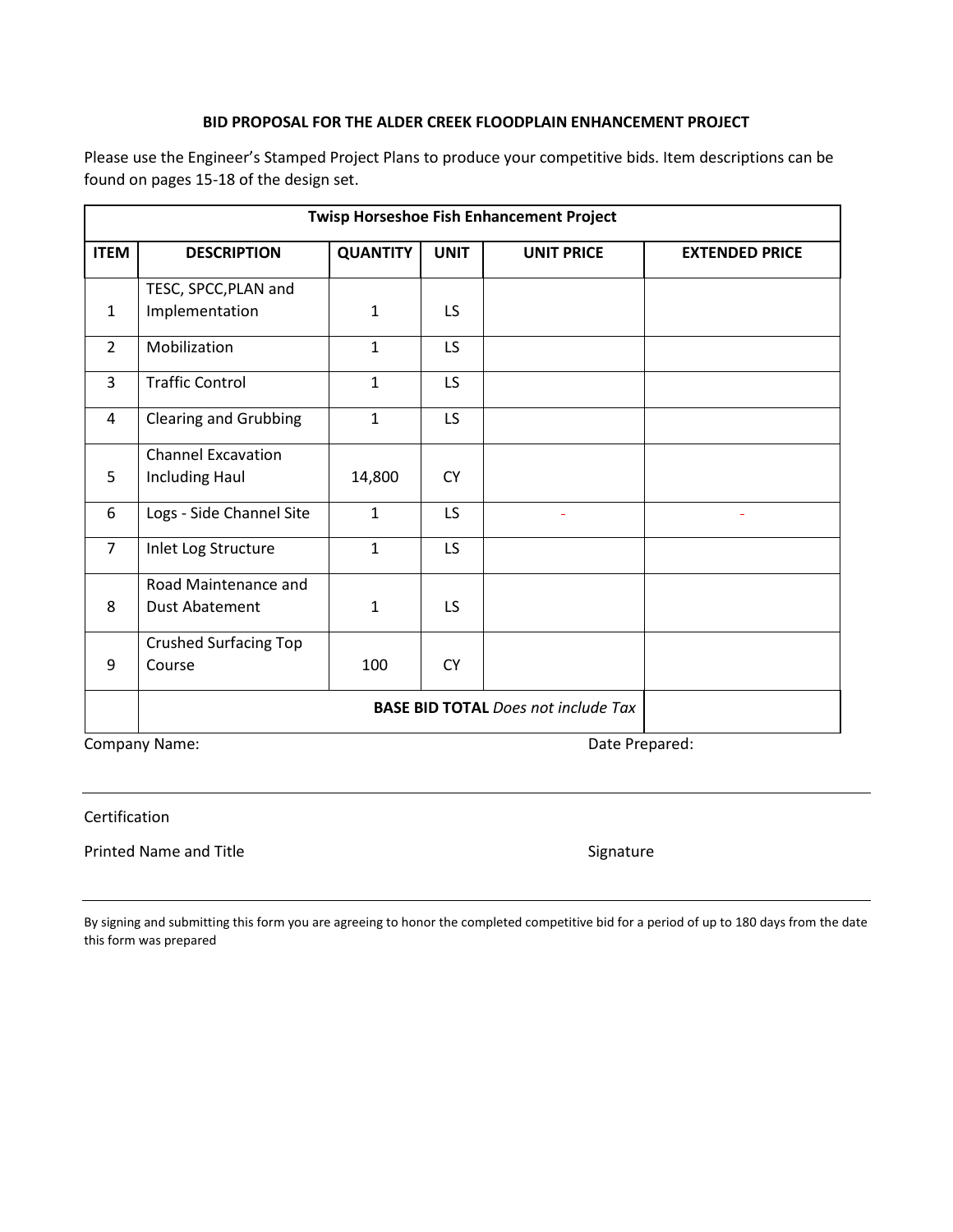**BID PROPOSAL FOR THE ALDER CREEK FLOODPLAIN ENHANCEMENT PROJECT**

Please use the Engineer's Stamped Project Plans to produce your competitive bids. Item descriptions can be found on pages 15-18 of the design set.

| **Twisp Horseshoe Fish Enhancement Project** | | | | | |
|---|---|---|---|---|---|
| **ITEM** | **DESCRIPTION** | **QUANTITY** | **UNIT** | **UNIT PRICE** | **EXTENDED PRICE** |
| 1 | TESC, SPCC,PLAN and Implementation | 1 | LS | | |
| 2 | Mobilization | 1 | LS | | |
| 3 | Traffic Control | 1 | LS | | |
| 4 | Clearing and Grubbing | 1 | LS | | |
| 5 | Channel Excavation Including Haul | 14,800 | CY | | |
| 6 | Logs - Side Channel Site | 1 | LS | - | - |
| 7 | Inlet Log Structure | 1 | LS | | |
| 8 | Road Maintenance and Dust Abatement | 1 | LS | | |
| 9 | Crushed Surfacing Top Course | 100 | CY | | |
| | **BASE BID TOTAL** *Does not include Tax* | | | | |

Company Name: Date Prepared:

Certification

Printed Name and Title Signature

By signing and submitting this form you are agreeing to honor the completed competitive bid for a period of up to 180 days from the date this form was prepared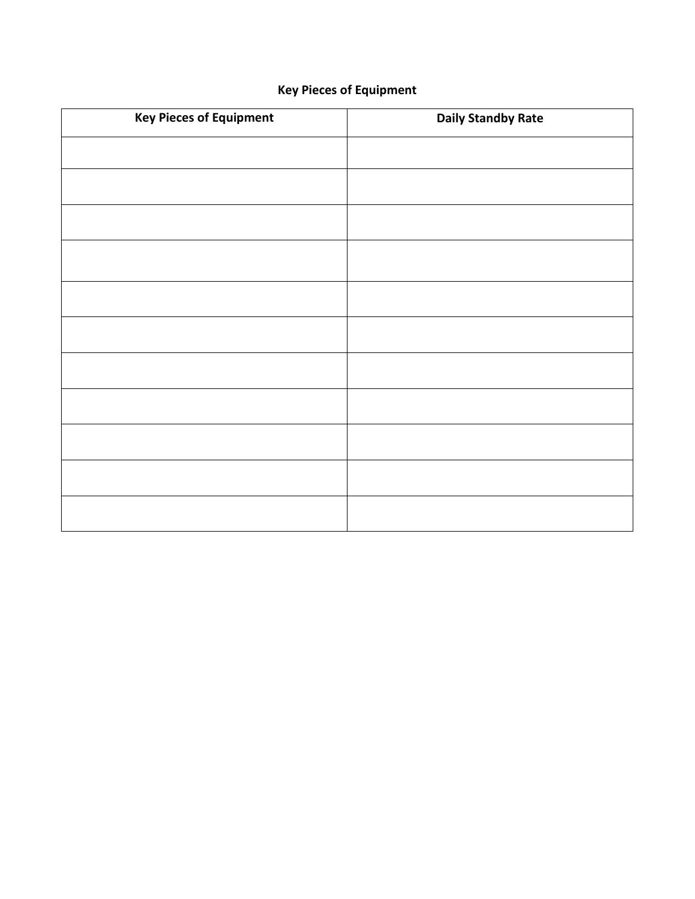## Key Pieces of Equipment

| Key Pieces of Equipment | Daily Standby Rate |
|---|---|
| | |
| | |
| | |
| | |
| | |
| | |
| | |
| | |
| | |
| | |
| | |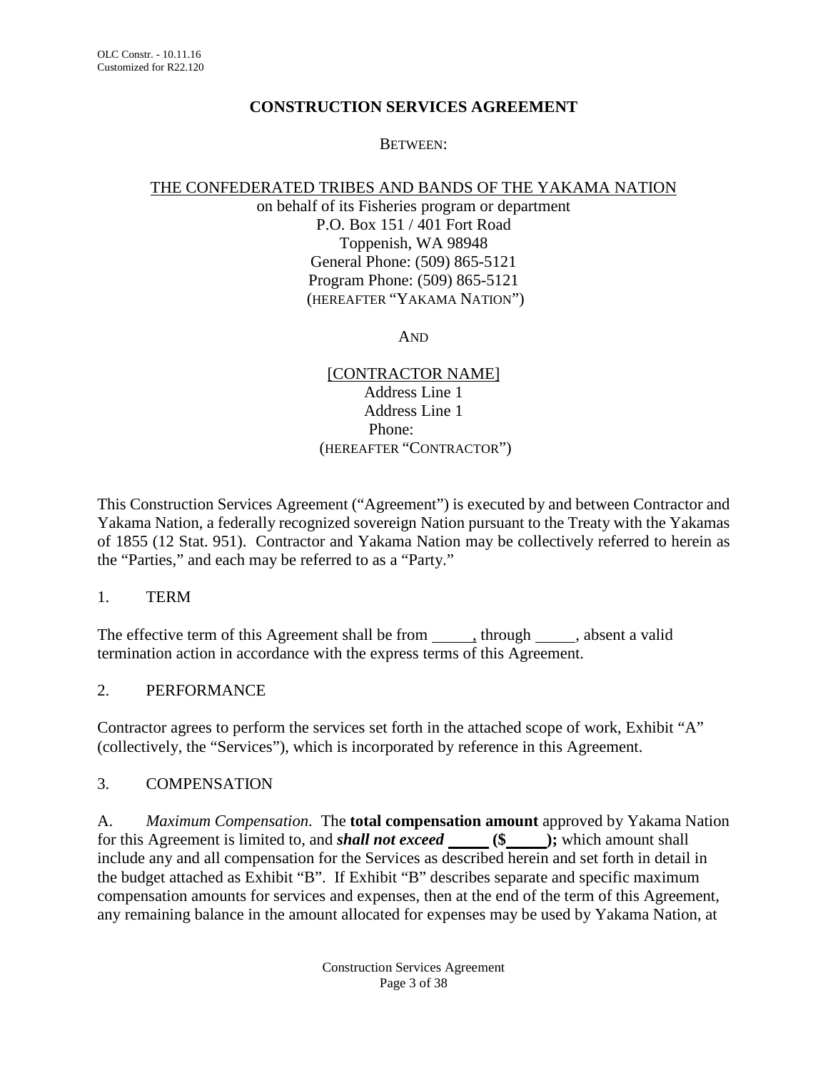OLC Constr. - 10.11.16
Customized for R22.120

# CONSTRUCTION SERVICES AGREEMENT

BETWEEN:

THE CONFEDERATED TRIBES AND BANDS OF THE YAKAMA NATION
on behalf of its Fisheries program or department
P.O. Box 151 / 401 Fort Road
Toppenish, WA 98948
General Phone: (509) 865-5121
Program Phone: (509) 865-5121
(HEREAFTER "YAKAMA NATION")

AND

[CONTRACTOR NAME]
Address Line 1
Address Line 1
Phone:
(HEREAFTER "CONTRACTOR")

This Construction Services Agreement ("Agreement") is executed by and between Contractor and Yakama Nation, a federally recognized sovereign Nation pursuant to the Treaty with the Yakamas of 1855 (12 Stat. 951). Contractor and Yakama Nation may be collectively referred to herein as the "Parties," and each may be referred to as a "Party."

## 1. TERM

The effective term of this Agreement shall be from _____, through _____, absent a valid termination action in accordance with the express terms of this Agreement.

## 2. PERFORMANCE

Contractor agrees to perform the services set forth in the attached scope of work, Exhibit "A" (collectively, the "Services"), which is incorporated by reference in this Agreement.

## 3. COMPENSATION

A. *Maximum Compensation.* The **total compensation amount** approved by Yakama Nation for this Agreement is limited to, and ***shall not exceed* _____ ($_____);** which amount shall include any and all compensation for the Services as described herein and set forth in detail in the budget attached as Exhibit "B". If Exhibit "B" describes separate and specific maximum compensation amounts for services and expenses, then at the end of the term of this Agreement, any remaining balance in the amount allocated for expenses may be used by Yakama Nation, at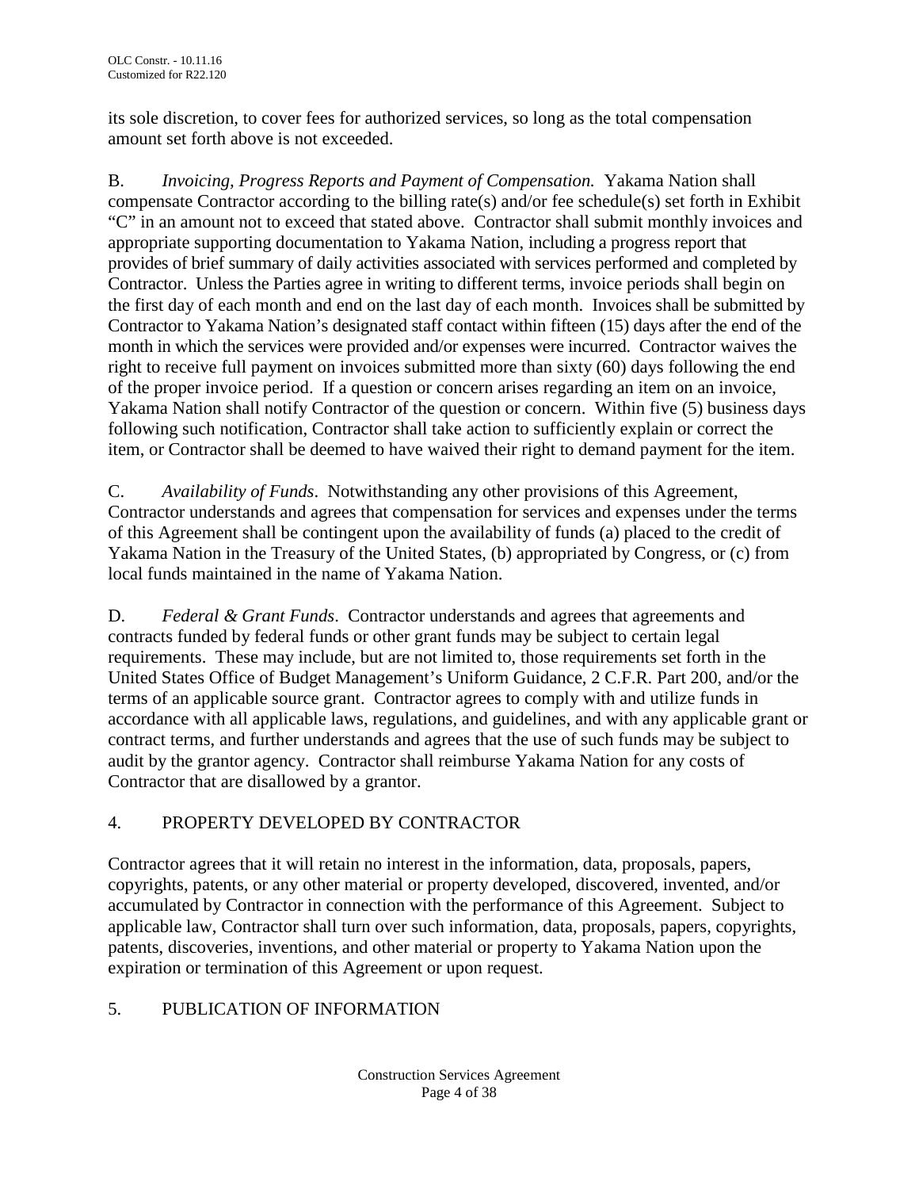its sole discretion, to cover fees for authorized services, so long as the total compensation amount set forth above is not exceeded.

B. *Invoicing, Progress Reports and Payment of Compensation.* Yakama Nation shall compensate Contractor according to the billing rate(s) and/or fee schedule(s) set forth in Exhibit "C" in an amount not to exceed that stated above. Contractor shall submit monthly invoices and appropriate supporting documentation to Yakama Nation, including a progress report that provides of brief summary of daily activities associated with services performed and completed by Contractor. Unless the Parties agree in writing to different terms, invoice periods shall begin on the first day of each month and end on the last day of each month. Invoices shall be submitted by Contractor to Yakama Nation's designated staff contact within fifteen (15) days after the end of the month in which the services were provided and/or expenses were incurred. Contractor waives the right to receive full payment on invoices submitted more than sixty (60) days following the end of the proper invoice period. If a question or concern arises regarding an item on an invoice, Yakama Nation shall notify Contractor of the question or concern. Within five (5) business days following such notification, Contractor shall take action to sufficiently explain or correct the item, or Contractor shall be deemed to have waived their right to demand payment for the item.

C. *Availability of Funds*. Notwithstanding any other provisions of this Agreement, Contractor understands and agrees that compensation for services and expenses under the terms of this Agreement shall be contingent upon the availability of funds (a) placed to the credit of Yakama Nation in the Treasury of the United States, (b) appropriated by Congress, or (c) from local funds maintained in the name of Yakama Nation.

D. *Federal & Grant Funds*. Contractor understands and agrees that agreements and contracts funded by federal funds or other grant funds may be subject to certain legal requirements. These may include, but are not limited to, those requirements set forth in the United States Office of Budget Management's Uniform Guidance, 2 C.F.R. Part 200, and/or the terms of an applicable source grant. Contractor agrees to comply with and utilize funds in accordance with all applicable laws, regulations, and guidelines, and with any applicable grant or contract terms, and further understands and agrees that the use of such funds may be subject to audit by the grantor agency. Contractor shall reimburse Yakama Nation for any costs of Contractor that are disallowed by a grantor.

## 4. PROPERTY DEVELOPED BY CONTRACTOR

Contractor agrees that it will retain no interest in the information, data, proposals, papers, copyrights, patents, or any other material or property developed, discovered, invented, and/or accumulated by Contractor in connection with the performance of this Agreement. Subject to applicable law, Contractor shall turn over such information, data, proposals, papers, copyrights, patents, discoveries, inventions, and other material or property to Yakama Nation upon the expiration or termination of this Agreement or upon request.

## 5. PUBLICATION OF INFORMATION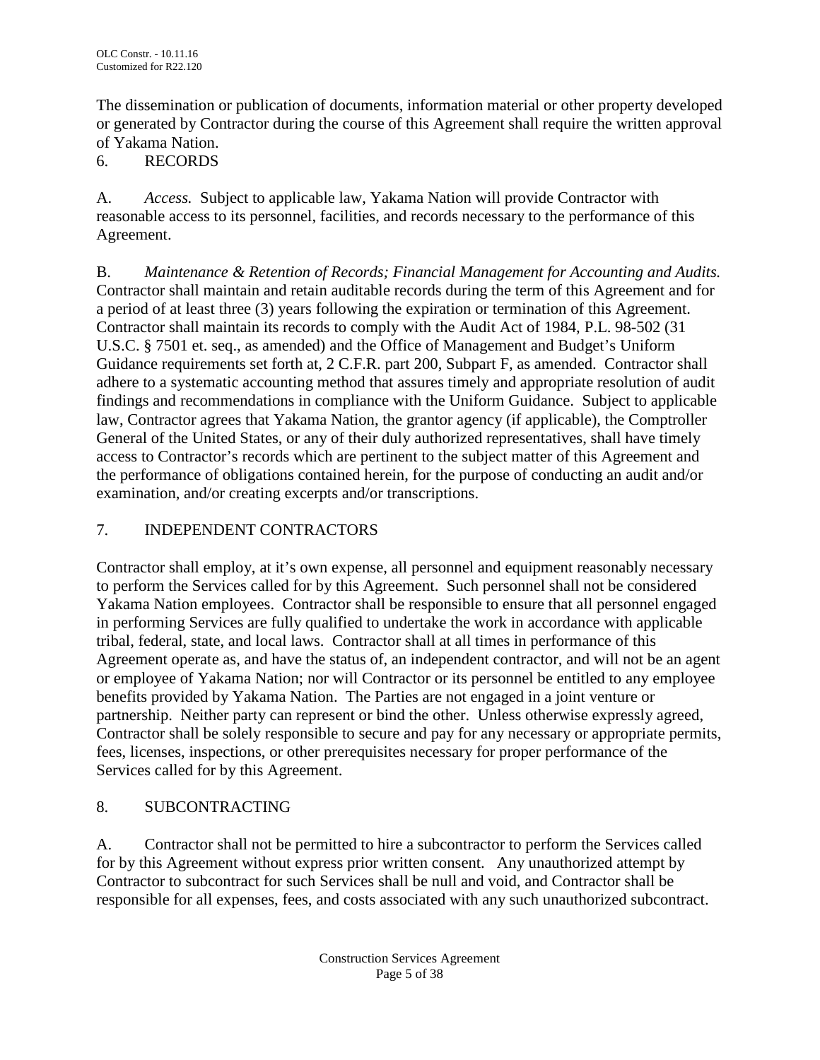The dissemination or publication of documents, information material or other property developed or generated by Contractor during the course of this Agreement shall require the written approval of Yakama Nation.

## 6. RECORDS

A. *Access.* Subject to applicable law, Yakama Nation will provide Contractor with reasonable access to its personnel, facilities, and records necessary to the performance of this Agreement.

B. *Maintenance & Retention of Records; Financial Management for Accounting and Audits.* Contractor shall maintain and retain auditable records during the term of this Agreement and for a period of at least three (3) years following the expiration or termination of this Agreement. Contractor shall maintain its records to comply with the Audit Act of 1984, P.L. 98-502 (31 U.S.C. § 7501 et. seq., as amended) and the Office of Management and Budget's Uniform Guidance requirements set forth at, 2 C.F.R. part 200, Subpart F, as amended. Contractor shall adhere to a systematic accounting method that assures timely and appropriate resolution of audit findings and recommendations in compliance with the Uniform Guidance. Subject to applicable law, Contractor agrees that Yakama Nation, the grantor agency (if applicable), the Comptroller General of the United States, or any of their duly authorized representatives, shall have timely access to Contractor's records which are pertinent to the subject matter of this Agreement and the performance of obligations contained herein, for the purpose of conducting an audit and/or examination, and/or creating excerpts and/or transcriptions.

## 7. INDEPENDENT CONTRACTORS

Contractor shall employ, at it's own expense, all personnel and equipment reasonably necessary to perform the Services called for by this Agreement. Such personnel shall not be considered Yakama Nation employees. Contractor shall be responsible to ensure that all personnel engaged in performing Services are fully qualified to undertake the work in accordance with applicable tribal, federal, state, and local laws. Contractor shall at all times in performance of this Agreement operate as, and have the status of, an independent contractor, and will not be an agent or employee of Yakama Nation; nor will Contractor or its personnel be entitled to any employee benefits provided by Yakama Nation. The Parties are not engaged in a joint venture or partnership. Neither party can represent or bind the other. Unless otherwise expressly agreed, Contractor shall be solely responsible to secure and pay for any necessary or appropriate permits, fees, licenses, inspections, or other prerequisites necessary for proper performance of the Services called for by this Agreement.

## 8. SUBCONTRACTING

A. Contractor shall not be permitted to hire a subcontractor to perform the Services called for by this Agreement without express prior written consent. Any unauthorized attempt by Contractor to subcontract for such Services shall be null and void, and Contractor shall be responsible for all expenses, fees, and costs associated with any such unauthorized subcontract.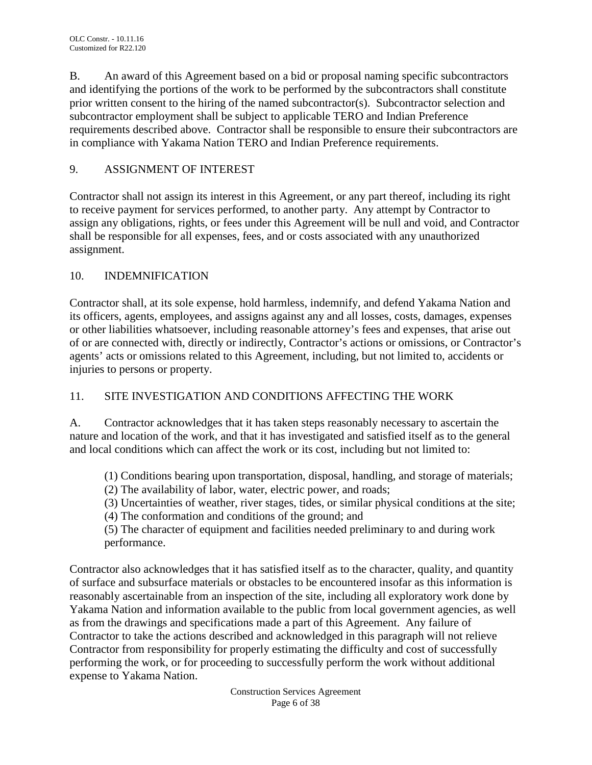B. An award of this Agreement based on a bid or proposal naming specific subcontractors and identifying the portions of the work to be performed by the subcontractors shall constitute prior written consent to the hiring of the named subcontractor(s). Subcontractor selection and subcontractor employment shall be subject to applicable TERO and Indian Preference requirements described above. Contractor shall be responsible to ensure their subcontractors are in compliance with Yakama Nation TERO and Indian Preference requirements.

## 9. ASSIGNMENT OF INTEREST

Contractor shall not assign its interest in this Agreement, or any part thereof, including its right to receive payment for services performed, to another party. Any attempt by Contractor to assign any obligations, rights, or fees under this Agreement will be null and void, and Contractor shall be responsible for all expenses, fees, and or costs associated with any unauthorized assignment.

## 10. INDEMNIFICATION

Contractor shall, at its sole expense, hold harmless, indemnify, and defend Yakama Nation and its officers, agents, employees, and assigns against any and all losses, costs, damages, expenses or other liabilities whatsoever, including reasonable attorney's fees and expenses, that arise out of or are connected with, directly or indirectly, Contractor's actions or omissions, or Contractor's agents' acts or omissions related to this Agreement, including, but not limited to, accidents or injuries to persons or property.

## 11. SITE INVESTIGATION AND CONDITIONS AFFECTING THE WORK

A. Contractor acknowledges that it has taken steps reasonably necessary to ascertain the nature and location of the work, and that it has investigated and satisfied itself as to the general and local conditions which can affect the work or its cost, including but not limited to:

(1) Conditions bearing upon transportation, disposal, handling, and storage of materials;
(2) The availability of labor, water, electric power, and roads;
(3) Uncertainties of weather, river stages, tides, or similar physical conditions at the site;
(4) The conformation and conditions of the ground; and
(5) The character of equipment and facilities needed preliminary to and during work performance.

Contractor also acknowledges that it has satisfied itself as to the character, quality, and quantity of surface and subsurface materials or obstacles to be encountered insofar as this information is reasonably ascertainable from an inspection of the site, including all exploratory work done by Yakama Nation and information available to the public from local government agencies, as well as from the drawings and specifications made a part of this Agreement. Any failure of Contractor to take the actions described and acknowledged in this paragraph will not relieve Contractor from responsibility for properly estimating the difficulty and cost of successfully performing the work, or for proceeding to successfully perform the work without additional expense to Yakama Nation.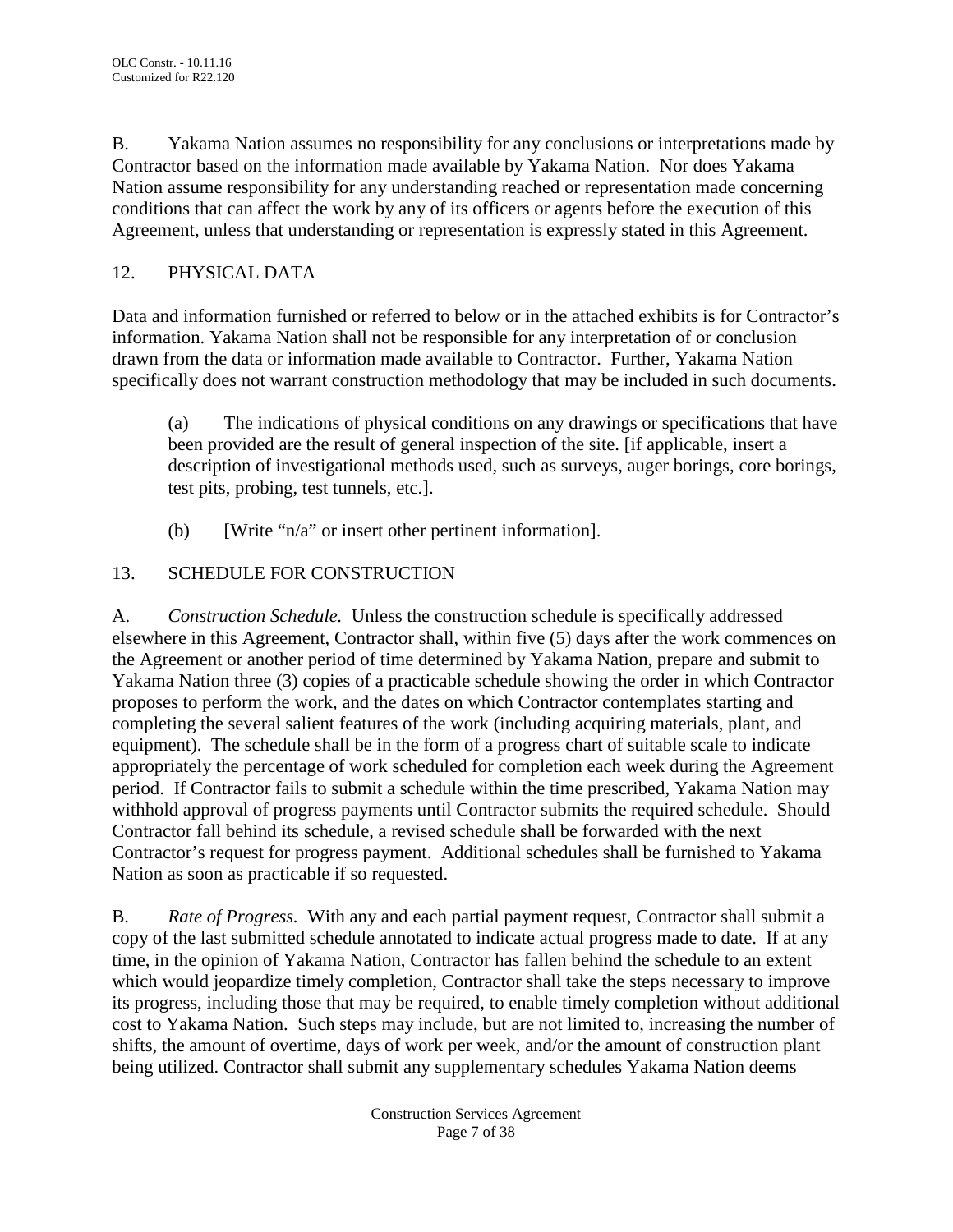B. Yakama Nation assumes no responsibility for any conclusions or interpretations made by Contractor based on the information made available by Yakama Nation. Nor does Yakama Nation assume responsibility for any understanding reached or representation made concerning conditions that can affect the work by any of its officers or agents before the execution of this Agreement, unless that understanding or representation is expressly stated in this Agreement.

## 12. PHYSICAL DATA

Data and information furnished or referred to below or in the attached exhibits is for Contractor's information. Yakama Nation shall not be responsible for any interpretation of or conclusion drawn from the data or information made available to Contractor. Further, Yakama Nation specifically does not warrant construction methodology that may be included in such documents.

(a) The indications of physical conditions on any drawings or specifications that have been provided are the result of general inspection of the site. [if applicable, insert a description of investigational methods used, such as surveys, auger borings, core borings, test pits, probing, test tunnels, etc.].

(b) [Write "n/a" or insert other pertinent information].

## 13. SCHEDULE FOR CONSTRUCTION

A. *Construction Schedule.* Unless the construction schedule is specifically addressed elsewhere in this Agreement, Contractor shall, within five (5) days after the work commences on the Agreement or another period of time determined by Yakama Nation, prepare and submit to Yakama Nation three (3) copies of a practicable schedule showing the order in which Contractor proposes to perform the work, and the dates on which Contractor contemplates starting and completing the several salient features of the work (including acquiring materials, plant, and equipment). The schedule shall be in the form of a progress chart of suitable scale to indicate appropriately the percentage of work scheduled for completion each week during the Agreement period. If Contractor fails to submit a schedule within the time prescribed, Yakama Nation may withhold approval of progress payments until Contractor submits the required schedule. Should Contractor fall behind its schedule, a revised schedule shall be forwarded with the next Contractor's request for progress payment. Additional schedules shall be furnished to Yakama Nation as soon as practicable if so requested.

B. *Rate of Progress.* With any and each partial payment request, Contractor shall submit a copy of the last submitted schedule annotated to indicate actual progress made to date. If at any time, in the opinion of Yakama Nation, Contractor has fallen behind the schedule to an extent which would jeopardize timely completion, Contractor shall take the steps necessary to improve its progress, including those that may be required, to enable timely completion without additional cost to Yakama Nation. Such steps may include, but are not limited to, increasing the number of shifts, the amount of overtime, days of work per week, and/or the amount of construction plant being utilized. Contractor shall submit any supplementary schedules Yakama Nation deems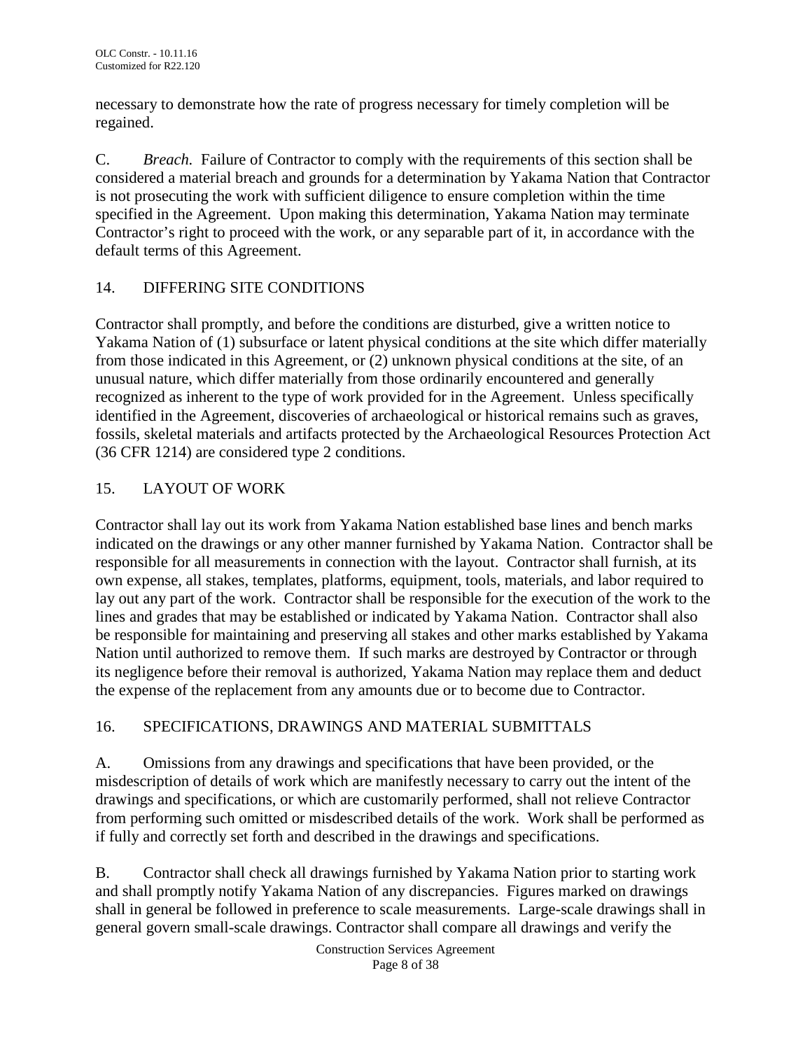necessary to demonstrate how the rate of progress necessary for timely completion will be regained.

C. *Breach.* Failure of Contractor to comply with the requirements of this section shall be considered a material breach and grounds for a determination by Yakama Nation that Contractor is not prosecuting the work with sufficient diligence to ensure completion within the time specified in the Agreement. Upon making this determination, Yakama Nation may terminate Contractor's right to proceed with the work, or any separable part of it, in accordance with the default terms of this Agreement.

## 14. DIFFERING SITE CONDITIONS

Contractor shall promptly, and before the conditions are disturbed, give a written notice to Yakama Nation of (1) subsurface or latent physical conditions at the site which differ materially from those indicated in this Agreement, or (2) unknown physical conditions at the site, of an unusual nature, which differ materially from those ordinarily encountered and generally recognized as inherent to the type of work provided for in the Agreement. Unless specifically identified in the Agreement, discoveries of archaeological or historical remains such as graves, fossils, skeletal materials and artifacts protected by the Archaeological Resources Protection Act (36 CFR 1214) are considered type 2 conditions.

## 15. LAYOUT OF WORK

Contractor shall lay out its work from Yakama Nation established base lines and bench marks indicated on the drawings or any other manner furnished by Yakama Nation. Contractor shall be responsible for all measurements in connection with the layout. Contractor shall furnish, at its own expense, all stakes, templates, platforms, equipment, tools, materials, and labor required to lay out any part of the work. Contractor shall be responsible for the execution of the work to the lines and grades that may be established or indicated by Yakama Nation. Contractor shall also be responsible for maintaining and preserving all stakes and other marks established by Yakama Nation until authorized to remove them. If such marks are destroyed by Contractor or through its negligence before their removal is authorized, Yakama Nation may replace them and deduct the expense of the replacement from any amounts due or to become due to Contractor.

## 16. SPECIFICATIONS, DRAWINGS AND MATERIAL SUBMITTALS

A. Omissions from any drawings and specifications that have been provided, or the misdescription of details of work which are manifestly necessary to carry out the intent of the drawings and specifications, or which are customarily performed, shall not relieve Contractor from performing such omitted or misdescribed details of the work. Work shall be performed as if fully and correctly set forth and described in the drawings and specifications.

B. Contractor shall check all drawings furnished by Yakama Nation prior to starting work and shall promptly notify Yakama Nation of any discrepancies. Figures marked on drawings shall in general be followed in preference to scale measurements. Large-scale drawings shall in general govern small-scale drawings. Contractor shall compare all drawings and verify the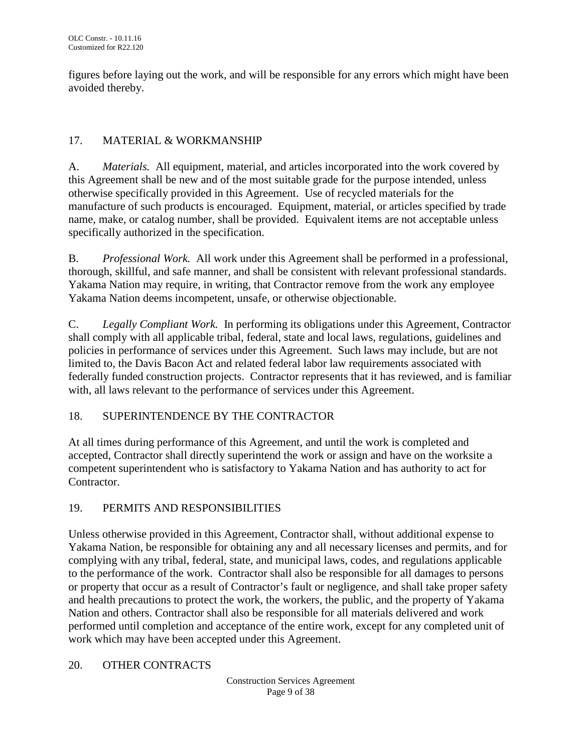figures before laying out the work, and will be responsible for any errors which might have been avoided thereby.

## 17. MATERIAL & WORKMANSHIP

A. *Materials.* All equipment, material, and articles incorporated into the work covered by this Agreement shall be new and of the most suitable grade for the purpose intended, unless otherwise specifically provided in this Agreement. Use of recycled materials for the manufacture of such products is encouraged. Equipment, material, or articles specified by trade name, make, or catalog number, shall be provided. Equivalent items are not acceptable unless specifically authorized in the specification.

B. *Professional Work.* All work under this Agreement shall be performed in a professional, thorough, skillful, and safe manner, and shall be consistent with relevant professional standards. Yakama Nation may require, in writing, that Contractor remove from the work any employee Yakama Nation deems incompetent, unsafe, or otherwise objectionable.

C. *Legally Compliant Work.* In performing its obligations under this Agreement, Contractor shall comply with all applicable tribal, federal, state and local laws, regulations, guidelines and policies in performance of services under this Agreement. Such laws may include, but are not limited to, the Davis Bacon Act and related federal labor law requirements associated with federally funded construction projects. Contractor represents that it has reviewed, and is familiar with, all laws relevant to the performance of services under this Agreement.

## 18. SUPERINTENDENCE BY THE CONTRACTOR

At all times during performance of this Agreement, and until the work is completed and accepted, Contractor shall directly superintend the work or assign and have on the worksite a competent superintendent who is satisfactory to Yakama Nation and has authority to act for Contractor.

## 19. PERMITS AND RESPONSIBILITIES

Unless otherwise provided in this Agreement, Contractor shall, without additional expense to Yakama Nation, be responsible for obtaining any and all necessary licenses and permits, and for complying with any tribal, federal, state, and municipal laws, codes, and regulations applicable to the performance of the work. Contractor shall also be responsible for all damages to persons or property that occur as a result of Contractor's fault or negligence, and shall take proper safety and health precautions to protect the work, the workers, the public, and the property of Yakama Nation and others. Contractor shall also be responsible for all materials delivered and work performed until completion and acceptance of the entire work, except for any completed unit of work which may have been accepted under this Agreement.

## 20. OTHER CONTRACTS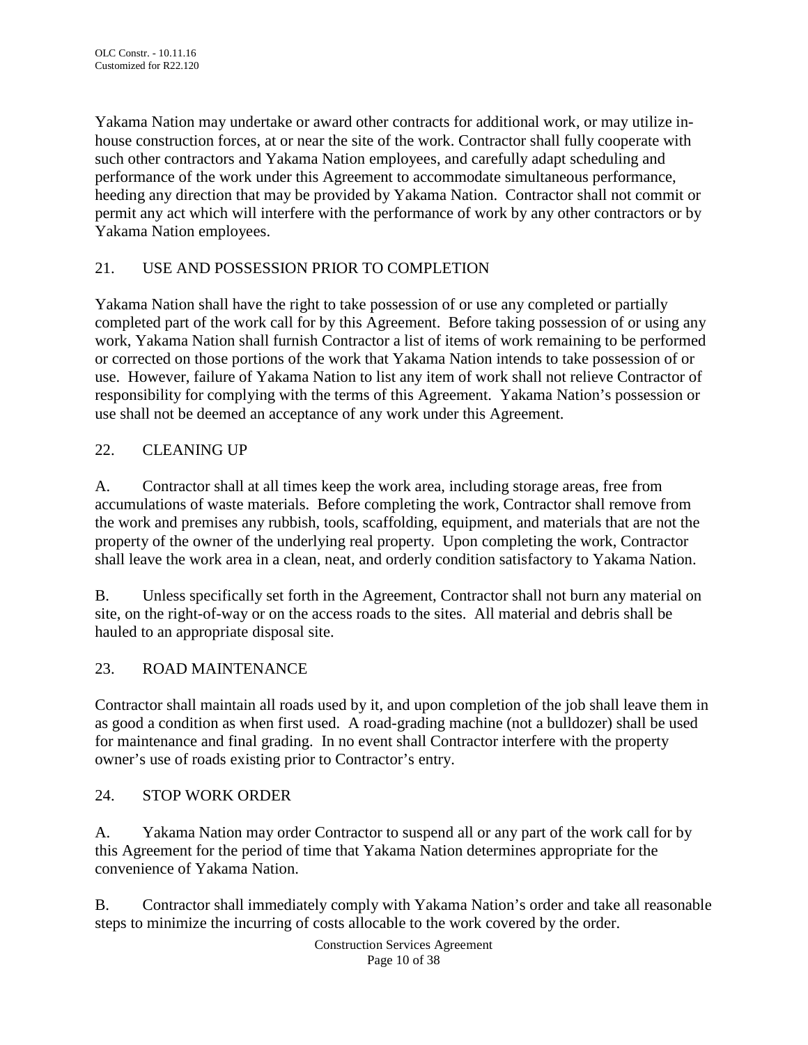Yakama Nation may undertake or award other contracts for additional work, or may utilize in-house construction forces, at or near the site of the work. Contractor shall fully cooperate with such other contractors and Yakama Nation employees, and carefully adapt scheduling and performance of the work under this Agreement to accommodate simultaneous performance, heeding any direction that may be provided by Yakama Nation. Contractor shall not commit or permit any act which will interfere with the performance of work by any other contractors or by Yakama Nation employees.

## 21. USE AND POSSESSION PRIOR TO COMPLETION

Yakama Nation shall have the right to take possession of or use any completed or partially completed part of the work call for by this Agreement. Before taking possession of or using any work, Yakama Nation shall furnish Contractor a list of items of work remaining to be performed or corrected on those portions of the work that Yakama Nation intends to take possession of or use. However, failure of Yakama Nation to list any item of work shall not relieve Contractor of responsibility for complying with the terms of this Agreement. Yakama Nation's possession or use shall not be deemed an acceptance of any work under this Agreement.

## 22. CLEANING UP

A. Contractor shall at all times keep the work area, including storage areas, free from accumulations of waste materials. Before completing the work, Contractor shall remove from the work and premises any rubbish, tools, scaffolding, equipment, and materials that are not the property of the owner of the underlying real property. Upon completing the work, Contractor shall leave the work area in a clean, neat, and orderly condition satisfactory to Yakama Nation.

B. Unless specifically set forth in the Agreement, Contractor shall not burn any material on site, on the right-of-way or on the access roads to the sites. All material and debris shall be hauled to an appropriate disposal site.

## 23. ROAD MAINTENANCE

Contractor shall maintain all roads used by it, and upon completion of the job shall leave them in as good a condition as when first used. A road-grading machine (not a bulldozer) shall be used for maintenance and final grading. In no event shall Contractor interfere with the property owner's use of roads existing prior to Contractor's entry.

## 24. STOP WORK ORDER

A. Yakama Nation may order Contractor to suspend all or any part of the work call for by this Agreement for the period of time that Yakama Nation determines appropriate for the convenience of Yakama Nation.

B. Contractor shall immediately comply with Yakama Nation's order and take all reasonable steps to minimize the incurring of costs allocable to the work covered by the order.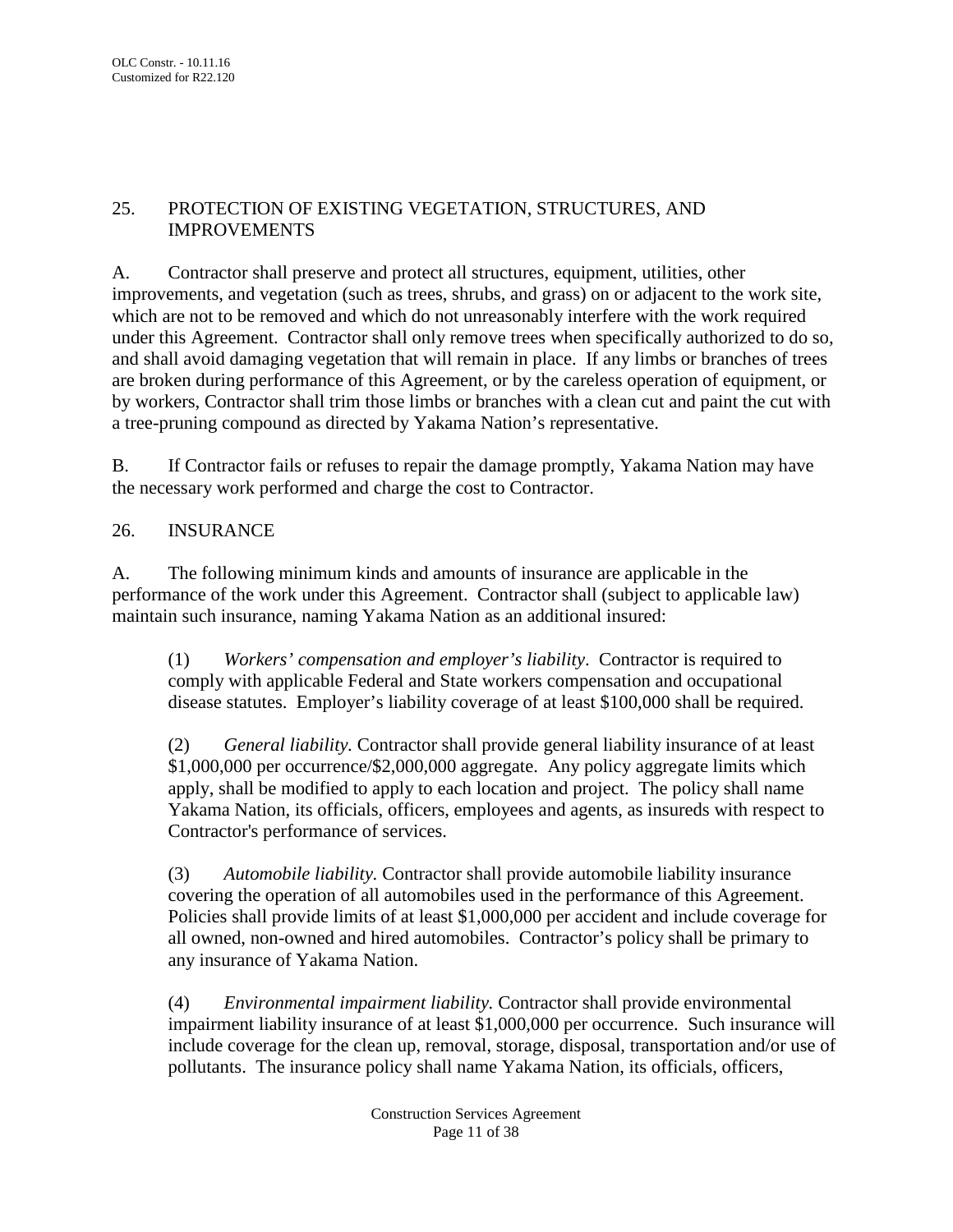## 25. PROTECTION OF EXISTING VEGETATION, STRUCTURES, AND IMPROVEMENTS

A. Contractor shall preserve and protect all structures, equipment, utilities, other improvements, and vegetation (such as trees, shrubs, and grass) on or adjacent to the work site, which are not to be removed and which do not unreasonably interfere with the work required under this Agreement. Contractor shall only remove trees when specifically authorized to do so, and shall avoid damaging vegetation that will remain in place. If any limbs or branches of trees are broken during performance of this Agreement, or by the careless operation of equipment, or by workers, Contractor shall trim those limbs or branches with a clean cut and paint the cut with a tree-pruning compound as directed by Yakama Nation's representative.

B. If Contractor fails or refuses to repair the damage promptly, Yakama Nation may have the necessary work performed and charge the cost to Contractor.

## 26. INSURANCE

A. The following minimum kinds and amounts of insurance are applicable in the performance of the work under this Agreement. Contractor shall (subject to applicable law) maintain such insurance, naming Yakama Nation as an additional insured:

(1) *Workers' compensation and employer's liability*. Contractor is required to comply with applicable Federal and State workers compensation and occupational disease statutes. Employer's liability coverage of at least $100,000 shall be required.

(2) *General liability.* Contractor shall provide general liability insurance of at least $1,000,000 per occurrence/$2,000,000 aggregate. Any policy aggregate limits which apply, shall be modified to apply to each location and project. The policy shall name Yakama Nation, its officials, officers, employees and agents, as insureds with respect to Contractor's performance of services.

(3) *Automobile liability.* Contractor shall provide automobile liability insurance covering the operation of all automobiles used in the performance of this Agreement. Policies shall provide limits of at least $1,000,000 per accident and include coverage for all owned, non-owned and hired automobiles. Contractor's policy shall be primary to any insurance of Yakama Nation.

(4) *Environmental impairment liability.* Contractor shall provide environmental impairment liability insurance of at least $1,000,000 per occurrence. Such insurance will include coverage for the clean up, removal, storage, disposal, transportation and/or use of pollutants. The insurance policy shall name Yakama Nation, its officials, officers,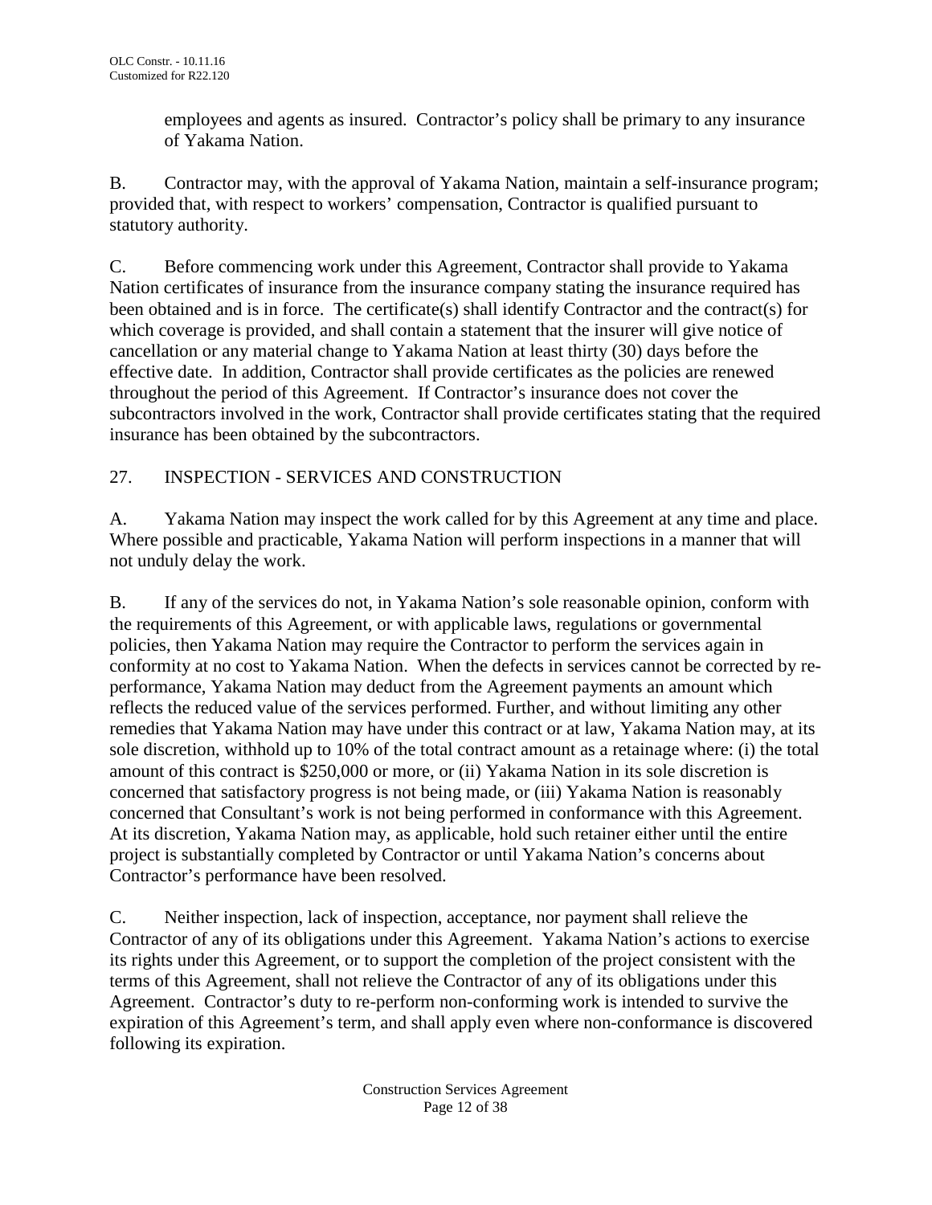employees and agents as insured. Contractor's policy shall be primary to any insurance of Yakama Nation.

B. Contractor may, with the approval of Yakama Nation, maintain a self-insurance program; provided that, with respect to workers' compensation, Contractor is qualified pursuant to statutory authority.

C. Before commencing work under this Agreement, Contractor shall provide to Yakama Nation certificates of insurance from the insurance company stating the insurance required has been obtained and is in force. The certificate(s) shall identify Contractor and the contract(s) for which coverage is provided, and shall contain a statement that the insurer will give notice of cancellation or any material change to Yakama Nation at least thirty (30) days before the effective date. In addition, Contractor shall provide certificates as the policies are renewed throughout the period of this Agreement. If Contractor's insurance does not cover the subcontractors involved in the work, Contractor shall provide certificates stating that the required insurance has been obtained by the subcontractors.

## 27. INSPECTION - SERVICES AND CONSTRUCTION

A. Yakama Nation may inspect the work called for by this Agreement at any time and place. Where possible and practicable, Yakama Nation will perform inspections in a manner that will not unduly delay the work.

B. If any of the services do not, in Yakama Nation's sole reasonable opinion, conform with the requirements of this Agreement, or with applicable laws, regulations or governmental policies, then Yakama Nation may require the Contractor to perform the services again in conformity at no cost to Yakama Nation. When the defects in services cannot be corrected by re-performance, Yakama Nation may deduct from the Agreement payments an amount which reflects the reduced value of the services performed. Further, and without limiting any other remedies that Yakama Nation may have under this contract or at law, Yakama Nation may, at its sole discretion, withhold up to 10% of the total contract amount as a retainage where: (i) the total amount of this contract is $250,000 or more, or (ii) Yakama Nation in its sole discretion is concerned that satisfactory progress is not being made, or (iii) Yakama Nation is reasonably concerned that Consultant's work is not being performed in conformance with this Agreement. At its discretion, Yakama Nation may, as applicable, hold such retainer either until the entire project is substantially completed by Contractor or until Yakama Nation's concerns about Contractor's performance have been resolved.

C. Neither inspection, lack of inspection, acceptance, nor payment shall relieve the Contractor of any of its obligations under this Agreement. Yakama Nation's actions to exercise its rights under this Agreement, or to support the completion of the project consistent with the terms of this Agreement, shall not relieve the Contractor of any of its obligations under this Agreement. Contractor's duty to re-perform non-conforming work is intended to survive the expiration of this Agreement's term, and shall apply even where non-conformance is discovered following its expiration.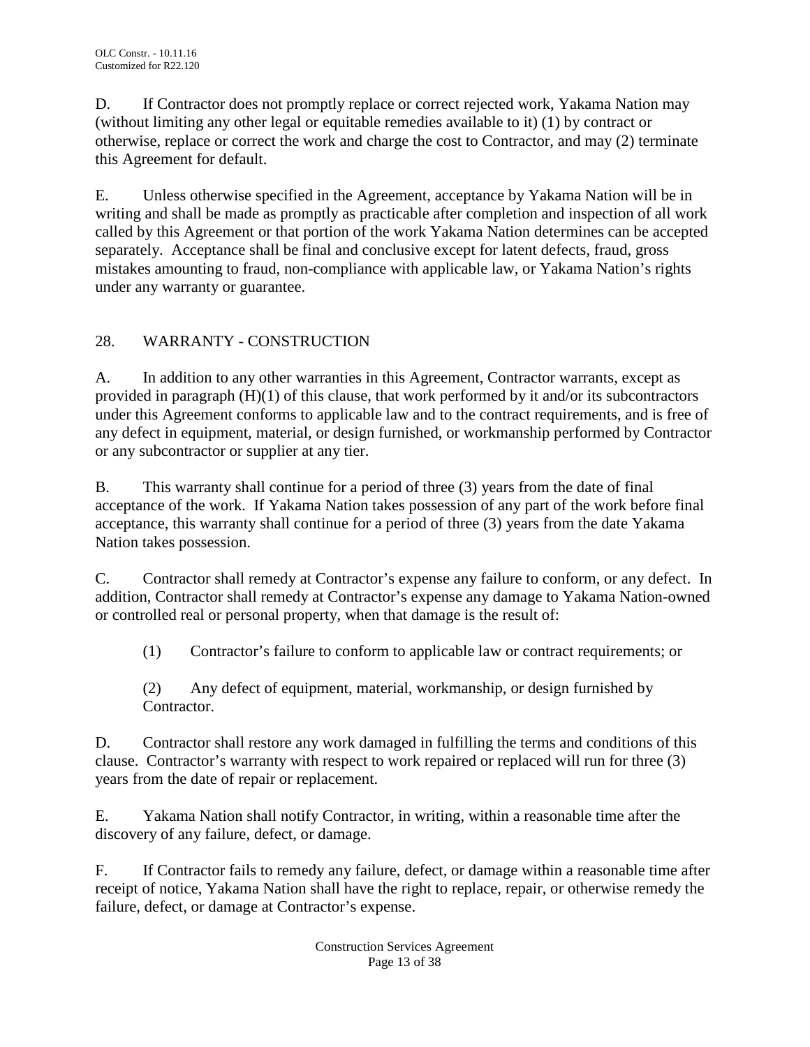D. If Contractor does not promptly replace or correct rejected work, Yakama Nation may (without limiting any other legal or equitable remedies available to it) (1) by contract or otherwise, replace or correct the work and charge the cost to Contractor, and may (2) terminate this Agreement for default.

E. Unless otherwise specified in the Agreement, acceptance by Yakama Nation will be in writing and shall be made as promptly as practicable after completion and inspection of all work called by this Agreement or that portion of the work Yakama Nation determines can be accepted separately. Acceptance shall be final and conclusive except for latent defects, fraud, gross mistakes amounting to fraud, non-compliance with applicable law, or Yakama Nation's rights under any warranty or guarantee.

## 28. WARRANTY - CONSTRUCTION

A. In addition to any other warranties in this Agreement, Contractor warrants, except as provided in paragraph (H)(1) of this clause, that work performed by it and/or its subcontractors under this Agreement conforms to applicable law and to the contract requirements, and is free of any defect in equipment, material, or design furnished, or workmanship performed by Contractor or any subcontractor or supplier at any tier.

B. This warranty shall continue for a period of three (3) years from the date of final acceptance of the work. If Yakama Nation takes possession of any part of the work before final acceptance, this warranty shall continue for a period of three (3) years from the date Yakama Nation takes possession.

C. Contractor shall remedy at Contractor's expense any failure to conform, or any defect. In addition, Contractor shall remedy at Contractor's expense any damage to Yakama Nation-owned or controlled real or personal property, when that damage is the result of:

(1) Contractor's failure to conform to applicable law or contract requirements; or

(2) Any defect of equipment, material, workmanship, or design furnished by Contractor.

D. Contractor shall restore any work damaged in fulfilling the terms and conditions of this clause. Contractor's warranty with respect to work repaired or replaced will run for three (3) years from the date of repair or replacement.

E. Yakama Nation shall notify Contractor, in writing, within a reasonable time after the discovery of any failure, defect, or damage.

F. If Contractor fails to remedy any failure, defect, or damage within a reasonable time after receipt of notice, Yakama Nation shall have the right to replace, repair, or otherwise remedy the failure, defect, or damage at Contractor's expense.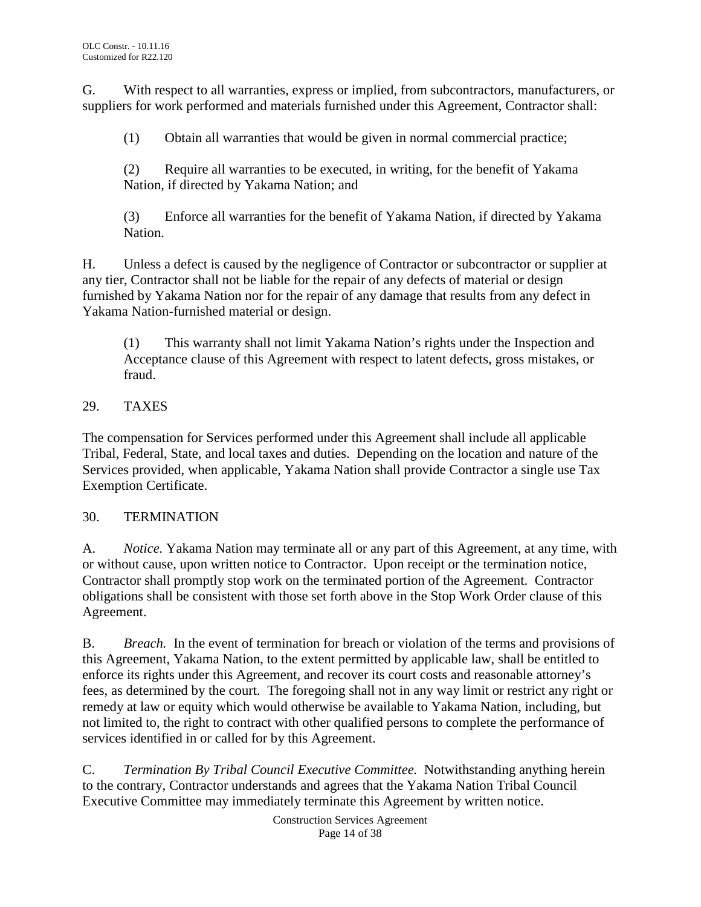G. With respect to all warranties, express or implied, from subcontractors, manufacturers, or suppliers for work performed and materials furnished under this Agreement, Contractor shall:

(1) Obtain all warranties that would be given in normal commercial practice;

(2) Require all warranties to be executed, in writing, for the benefit of Yakama Nation, if directed by Yakama Nation; and

(3) Enforce all warranties for the benefit of Yakama Nation, if directed by Yakama Nation.

H. Unless a defect is caused by the negligence of Contractor or subcontractor or supplier at any tier, Contractor shall not be liable for the repair of any defects of material or design furnished by Yakama Nation nor for the repair of any damage that results from any defect in Yakama Nation-furnished material or design.

(1) This warranty shall not limit Yakama Nation's rights under the Inspection and Acceptance clause of this Agreement with respect to latent defects, gross mistakes, or fraud.

## 29. TAXES

The compensation for Services performed under this Agreement shall include all applicable Tribal, Federal, State, and local taxes and duties. Depending on the location and nature of the Services provided, when applicable, Yakama Nation shall provide Contractor a single use Tax Exemption Certificate.

## 30. TERMINATION

A. *Notice.* Yakama Nation may terminate all or any part of this Agreement, at any time, with or without cause, upon written notice to Contractor. Upon receipt or the termination notice, Contractor shall promptly stop work on the terminated portion of the Agreement. Contractor obligations shall be consistent with those set forth above in the Stop Work Order clause of this Agreement.

B. *Breach.* In the event of termination for breach or violation of the terms and provisions of this Agreement, Yakama Nation, to the extent permitted by applicable law, shall be entitled to enforce its rights under this Agreement, and recover its court costs and reasonable attorney's fees, as determined by the court. The foregoing shall not in any way limit or restrict any right or remedy at law or equity which would otherwise be available to Yakama Nation, including, but not limited to, the right to contract with other qualified persons to complete the performance of services identified in or called for by this Agreement.

C. *Termination By Tribal Council Executive Committee.* Notwithstanding anything herein to the contrary, Contractor understands and agrees that the Yakama Nation Tribal Council Executive Committee may immediately terminate this Agreement by written notice.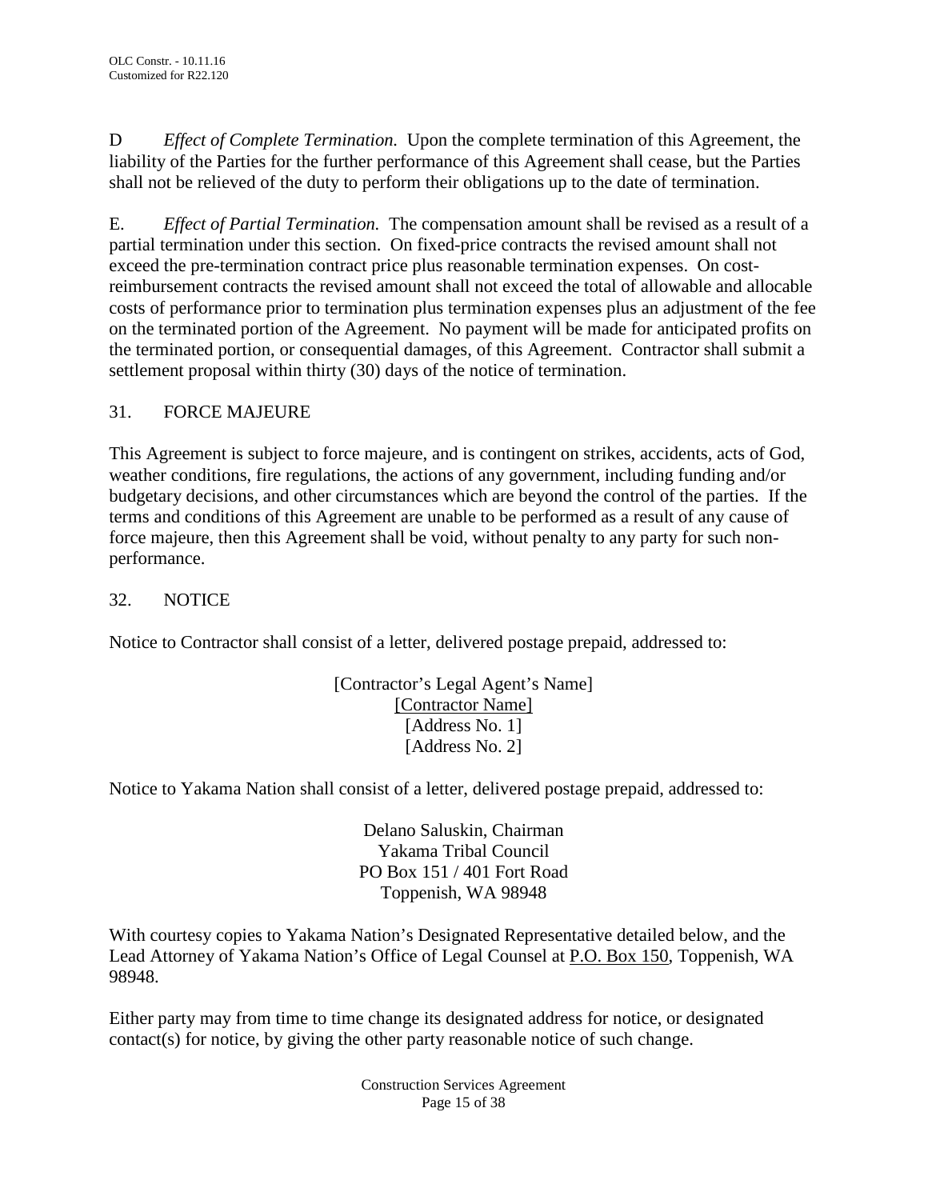D *Effect of Complete Termination.* Upon the complete termination of this Agreement, the liability of the Parties for the further performance of this Agreement shall cease, but the Parties shall not be relieved of the duty to perform their obligations up to the date of termination.

E. *Effect of Partial Termination.* The compensation amount shall be revised as a result of a partial termination under this section. On fixed-price contracts the revised amount shall not exceed the pre-termination contract price plus reasonable termination expenses. On cost-reimbursement contracts the revised amount shall not exceed the total of allowable and allocable costs of performance prior to termination plus termination expenses plus an adjustment of the fee on the terminated portion of the Agreement. No payment will be made for anticipated profits on the terminated portion, or consequential damages, of this Agreement. Contractor shall submit a settlement proposal within thirty (30) days of the notice of termination.

## 31. FORCE MAJEURE

This Agreement is subject to force majeure, and is contingent on strikes, accidents, acts of God, weather conditions, fire regulations, the actions of any government, including funding and/or budgetary decisions, and other circumstances which are beyond the control of the parties. If the terms and conditions of this Agreement are unable to be performed as a result of any cause of force majeure, then this Agreement shall be void, without penalty to any party for such non-performance.

## 32. NOTICE

Notice to Contractor shall consist of a letter, delivered postage prepaid, addressed to:

[Contractor's Legal Agent's Name]
<u>[Contractor Name]</u>
[Address No. 1]
[Address No. 2]

Notice to Yakama Nation shall consist of a letter, delivered postage prepaid, addressed to:

Delano Saluskin, Chairman
Yakama Tribal Council
PO Box 151 / 401 Fort Road
Toppenish, WA 98948

With courtesy copies to Yakama Nation's Designated Representative detailed below, and the Lead Attorney of Yakama Nation's Office of Legal Counsel at <u>P.O. Box 150</u>, Toppenish, WA 98948.

Either party may from time to time change its designated address for notice, or designated contact(s) for notice, by giving the other party reasonable notice of such change.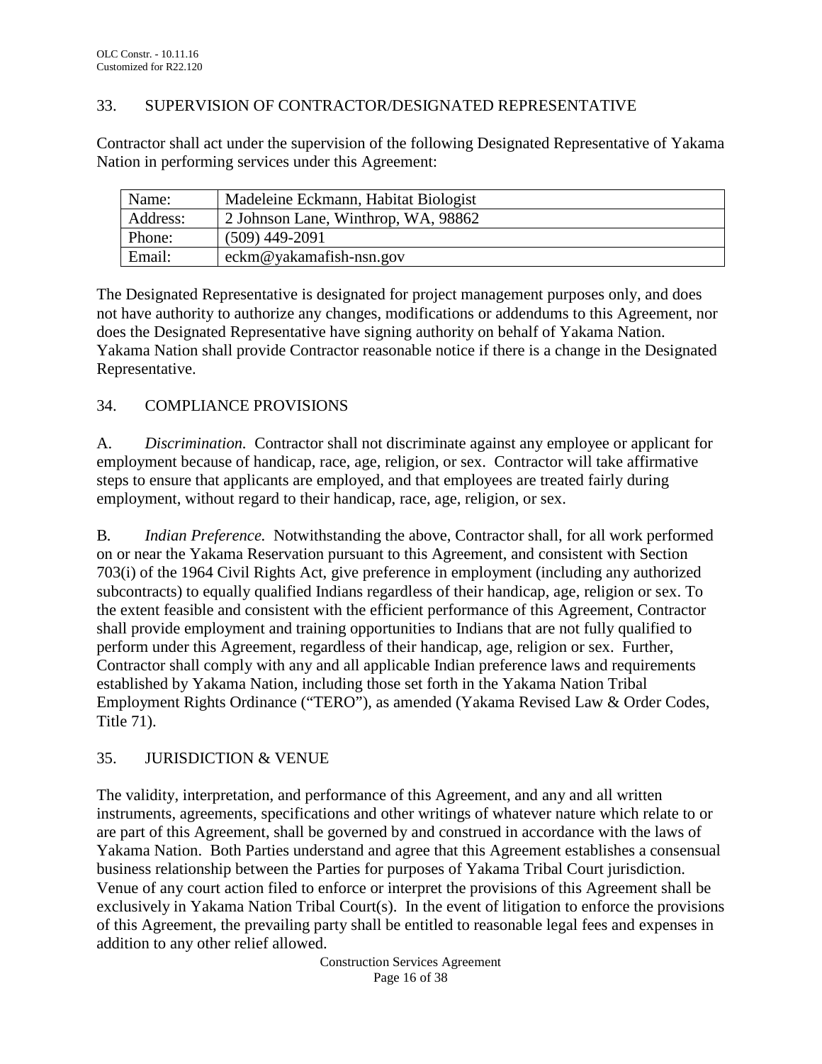## 33. SUPERVISION OF CONTRACTOR/DESIGNATED REPRESENTATIVE

Contractor shall act under the supervision of the following Designated Representative of Yakama Nation in performing services under this Agreement:

| | |
|---|---|
| Name: | Madeleine Eckmann, Habitat Biologist |
| Address: | 2 Johnson Lane, Winthrop, WA, 98862 |
| Phone: | (509) 449-2091 |
| Email: | eckm@yakamafish-nsn.gov |

The Designated Representative is designated for project management purposes only, and does not have authority to authorize any changes, modifications or addendums to this Agreement, nor does the Designated Representative have signing authority on behalf of Yakama Nation. Yakama Nation shall provide Contractor reasonable notice if there is a change in the Designated Representative.

## 34. COMPLIANCE PROVISIONS

A. *Discrimination.* Contractor shall not discriminate against any employee or applicant for employment because of handicap, race, age, religion, or sex. Contractor will take affirmative steps to ensure that applicants are employed, and that employees are treated fairly during employment, without regard to their handicap, race, age, religion, or sex.

B. *Indian Preference.* Notwithstanding the above, Contractor shall, for all work performed on or near the Yakama Reservation pursuant to this Agreement, and consistent with Section 703(i) of the 1964 Civil Rights Act, give preference in employment (including any authorized subcontracts) to equally qualified Indians regardless of their handicap, age, religion or sex. To the extent feasible and consistent with the efficient performance of this Agreement, Contractor shall provide employment and training opportunities to Indians that are not fully qualified to perform under this Agreement, regardless of their handicap, age, religion or sex. Further, Contractor shall comply with any and all applicable Indian preference laws and requirements established by Yakama Nation, including those set forth in the Yakama Nation Tribal Employment Rights Ordinance ("TERO"), as amended (Yakama Revised Law & Order Codes, Title 71).

## 35. JURISDICTION & VENUE

The validity, interpretation, and performance of this Agreement, and any and all written instruments, agreements, specifications and other writings of whatever nature which relate to or are part of this Agreement, shall be governed by and construed in accordance with the laws of Yakama Nation. Both Parties understand and agree that this Agreement establishes a consensual business relationship between the Parties for purposes of Yakama Tribal Court jurisdiction. Venue of any court action filed to enforce or interpret the provisions of this Agreement shall be exclusively in Yakama Nation Tribal Court(s). In the event of litigation to enforce the provisions of this Agreement, the prevailing party shall be entitled to reasonable legal fees and expenses in addition to any other relief allowed.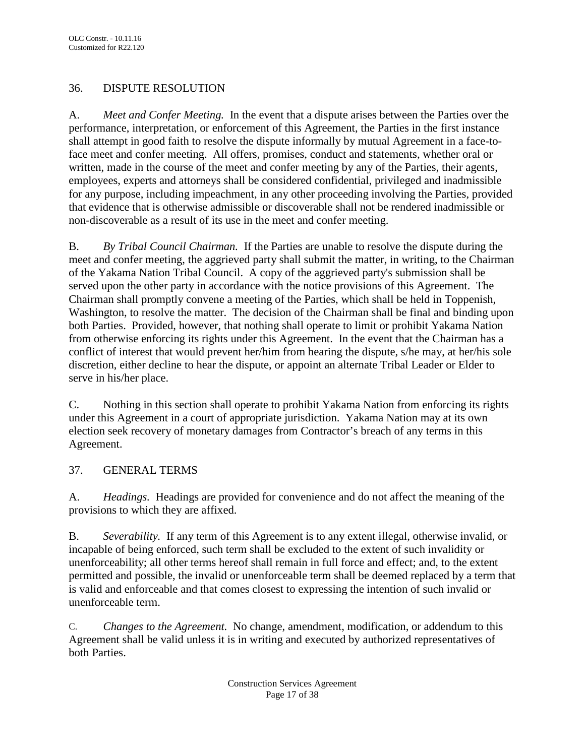## 36. DISPUTE RESOLUTION

A. *Meet and Confer Meeting.* In the event that a dispute arises between the Parties over the performance, interpretation, or enforcement of this Agreement, the Parties in the first instance shall attempt in good faith to resolve the dispute informally by mutual Agreement in a face-to-face meet and confer meeting. All offers, promises, conduct and statements, whether oral or written, made in the course of the meet and confer meeting by any of the Parties, their agents, employees, experts and attorneys shall be considered confidential, privileged and inadmissible for any purpose, including impeachment, in any other proceeding involving the Parties, provided that evidence that is otherwise admissible or discoverable shall not be rendered inadmissible or non-discoverable as a result of its use in the meet and confer meeting.

B. *By Tribal Council Chairman.* If the Parties are unable to resolve the dispute during the meet and confer meeting, the aggrieved party shall submit the matter, in writing, to the Chairman of the Yakama Nation Tribal Council. A copy of the aggrieved party's submission shall be served upon the other party in accordance with the notice provisions of this Agreement. The Chairman shall promptly convene a meeting of the Parties, which shall be held in Toppenish, Washington, to resolve the matter. The decision of the Chairman shall be final and binding upon both Parties. Provided, however, that nothing shall operate to limit or prohibit Yakama Nation from otherwise enforcing its rights under this Agreement. In the event that the Chairman has a conflict of interest that would prevent her/him from hearing the dispute, s/he may, at her/his sole discretion, either decline to hear the dispute, or appoint an alternate Tribal Leader or Elder to serve in his/her place.

C. Nothing in this section shall operate to prohibit Yakama Nation from enforcing its rights under this Agreement in a court of appropriate jurisdiction. Yakama Nation may at its own election seek recovery of monetary damages from Contractor's breach of any terms in this Agreement.

## 37. GENERAL TERMS

A. *Headings.* Headings are provided for convenience and do not affect the meaning of the provisions to which they are affixed.

B. *Severability.* If any term of this Agreement is to any extent illegal, otherwise invalid, or incapable of being enforced, such term shall be excluded to the extent of such invalidity or unenforceability; all other terms hereof shall remain in full force and effect; and, to the extent permitted and possible, the invalid or unenforceable term shall be deemed replaced by a term that is valid and enforceable and that comes closest to expressing the intention of such invalid or unenforceable term.

C. *Changes to the Agreement.* No change, amendment, modification, or addendum to this Agreement shall be valid unless it is in writing and executed by authorized representatives of both Parties.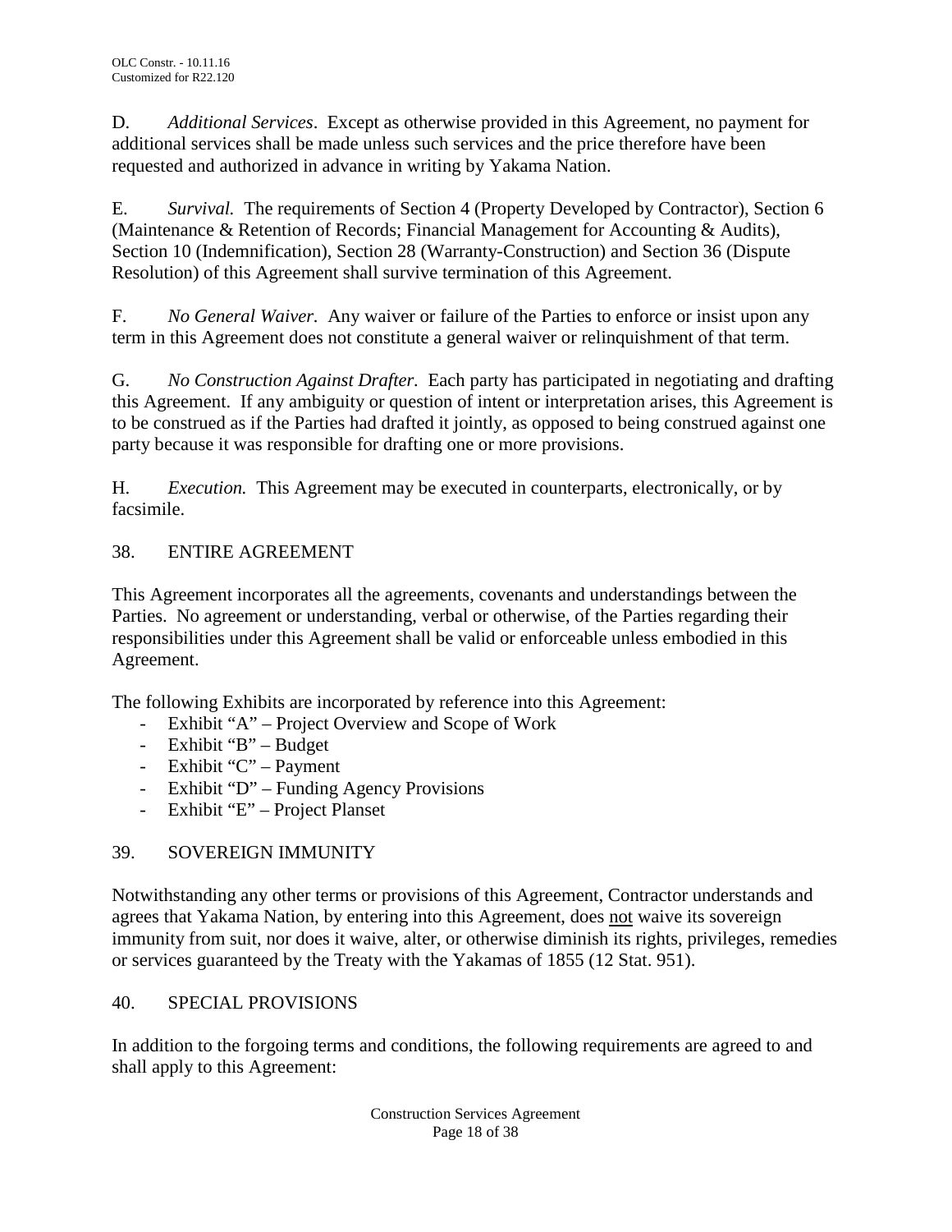D. *Additional Services*. Except as otherwise provided in this Agreement, no payment for additional services shall be made unless such services and the price therefore have been requested and authorized in advance in writing by Yakama Nation.

E. *Survival.* The requirements of Section 4 (Property Developed by Contractor), Section 6 (Maintenance & Retention of Records; Financial Management for Accounting & Audits), Section 10 (Indemnification), Section 28 (Warranty-Construction) and Section 36 (Dispute Resolution) of this Agreement shall survive termination of this Agreement.

F. *No General Waiver.* Any waiver or failure of the Parties to enforce or insist upon any term in this Agreement does not constitute a general waiver or relinquishment of that term.

G. *No Construction Against Drafter.* Each party has participated in negotiating and drafting this Agreement. If any ambiguity or question of intent or interpretation arises, this Agreement is to be construed as if the Parties had drafted it jointly, as opposed to being construed against one party because it was responsible for drafting one or more provisions.

H. *Execution.* This Agreement may be executed in counterparts, electronically, or by facsimile.

## 38. ENTIRE AGREEMENT

This Agreement incorporates all the agreements, covenants and understandings between the Parties. No agreement or understanding, verbal or otherwise, of the Parties regarding their responsibilities under this Agreement shall be valid or enforceable unless embodied in this Agreement.

The following Exhibits are incorporated by reference into this Agreement:

- Exhibit "A" – Project Overview and Scope of Work
- Exhibit "B" – Budget
- Exhibit "C" – Payment
- Exhibit "D" – Funding Agency Provisions
- Exhibit "E" – Project Planset

## 39. SOVEREIGN IMMUNITY

Notwithstanding any other terms or provisions of this Agreement, Contractor understands and agrees that Yakama Nation, by entering into this Agreement, does <u>not</u> waive its sovereign immunity from suit, nor does it waive, alter, or otherwise diminish its rights, privileges, remedies or services guaranteed by the Treaty with the Yakamas of 1855 (12 Stat. 951).

## 40. SPECIAL PROVISIONS

In addition to the forgoing terms and conditions, the following requirements are agreed to and shall apply to this Agreement: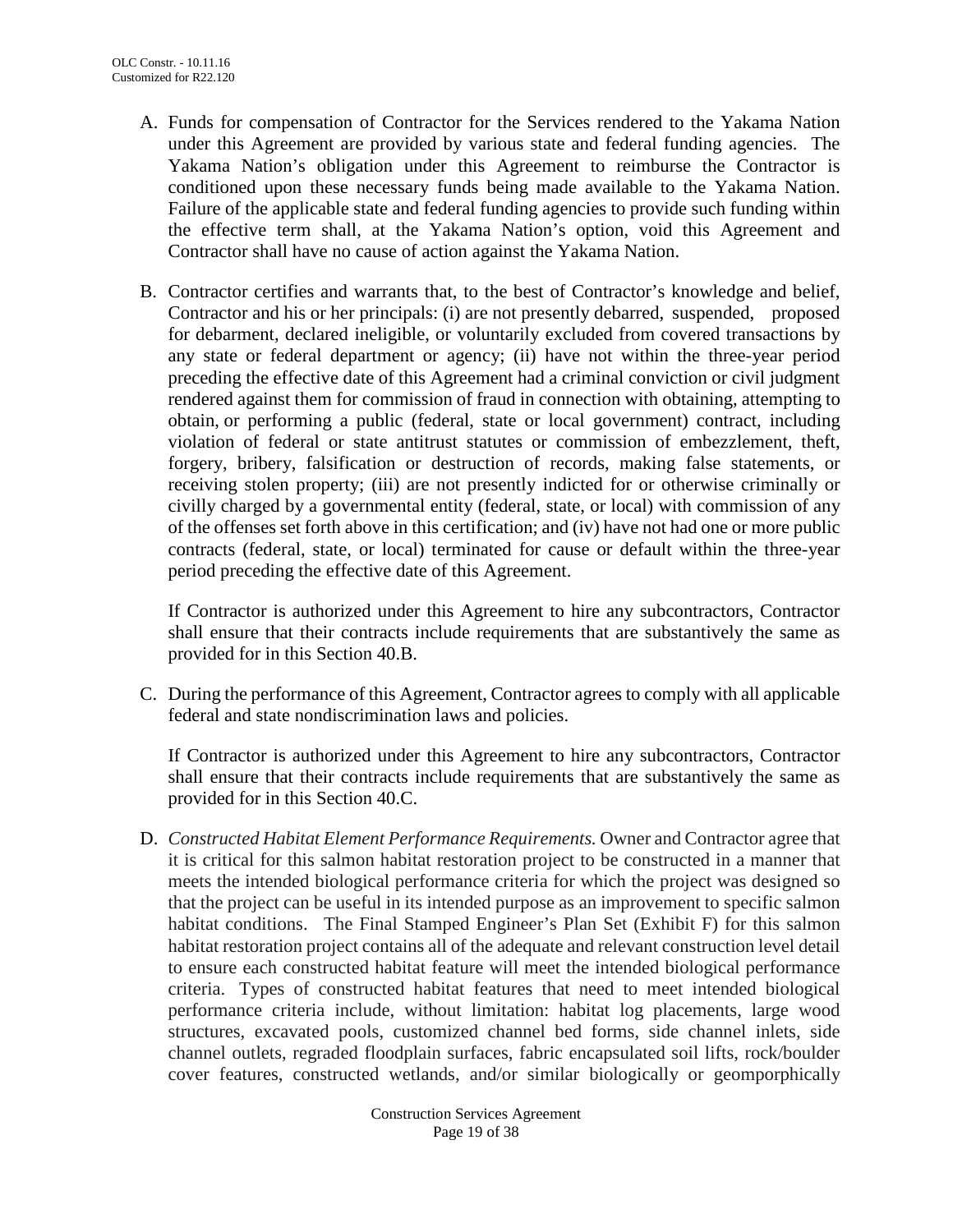A. Funds for compensation of Contractor for the Services rendered to the Yakama Nation under this Agreement are provided by various state and federal funding agencies. The Yakama Nation's obligation under this Agreement to reimburse the Contractor is conditioned upon these necessary funds being made available to the Yakama Nation. Failure of the applicable state and federal funding agencies to provide such funding within the effective term shall, at the Yakama Nation's option, void this Agreement and Contractor shall have no cause of action against the Yakama Nation.

B. Contractor certifies and warrants that, to the best of Contractor's knowledge and belief, Contractor and his or her principals: (i) are not presently debarred, suspended, proposed for debarment, declared ineligible, or voluntarily excluded from covered transactions by any state or federal department or agency; (ii) have not within the three-year period preceding the effective date of this Agreement had a criminal conviction or civil judgment rendered against them for commission of fraud in connection with obtaining, attempting to obtain, or performing a public (federal, state or local government) contract, including violation of federal or state antitrust statutes or commission of embezzlement, theft, forgery, bribery, falsification or destruction of records, making false statements, or receiving stolen property; (iii) are not presently indicted for or otherwise criminally or civilly charged by a governmental entity (federal, state, or local) with commission of any of the offenses set forth above in this certification; and (iv) have not had one or more public contracts (federal, state, or local) terminated for cause or default within the three-year period preceding the effective date of this Agreement.

   If Contractor is authorized under this Agreement to hire any subcontractors, Contractor shall ensure that their contracts include requirements that are substantively the same as provided for in this Section 40.B.

C. During the performance of this Agreement, Contractor agrees to comply with all applicable federal and state nondiscrimination laws and policies.

   If Contractor is authorized under this Agreement to hire any subcontractors, Contractor shall ensure that their contracts include requirements that are substantively the same as provided for in this Section 40.C.

D. *Constructed Habitat Element Performance Requirements.* Owner and Contractor agree that it is critical for this salmon habitat restoration project to be constructed in a manner that meets the intended biological performance criteria for which the project was designed so that the project can be useful in its intended purpose as an improvement to specific salmon habitat conditions. The Final Stamped Engineer's Plan Set (Exhibit F) for this salmon habitat restoration project contains all of the adequate and relevant construction level detail to ensure each constructed habitat feature will meet the intended biological performance criteria. Types of constructed habitat features that need to meet intended biological performance criteria include, without limitation: habitat log placements, large wood structures, excavated pools, customized channel bed forms, side channel inlets, side channel outlets, regraded floodplain surfaces, fabric encapsulated soil lifts, rock/boulder cover features, constructed wetlands, and/or similar biologically or geomporphically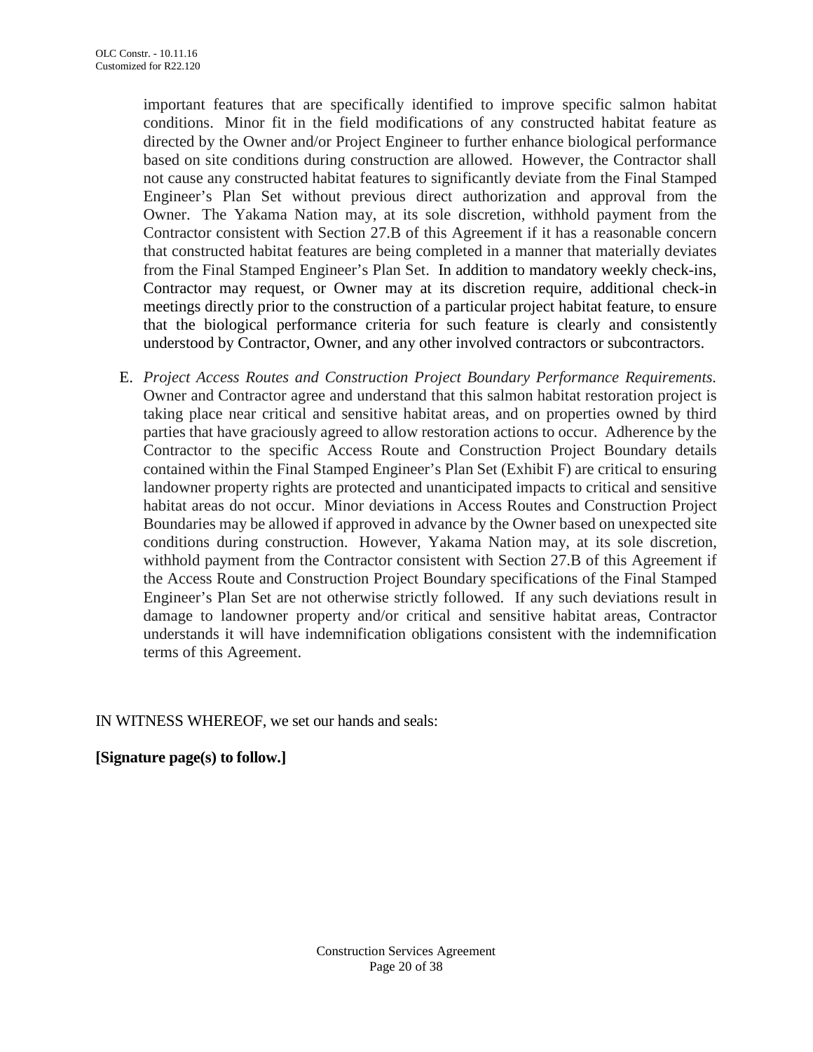important features that are specifically identified to improve specific salmon habitat conditions. Minor fit in the field modifications of any constructed habitat feature as directed by the Owner and/or Project Engineer to further enhance biological performance based on site conditions during construction are allowed. However, the Contractor shall not cause any constructed habitat features to significantly deviate from the Final Stamped Engineer's Plan Set without previous direct authorization and approval from the Owner. The Yakama Nation may, at its sole discretion, withhold payment from the Contractor consistent with Section 27.B of this Agreement if it has a reasonable concern that constructed habitat features are being completed in a manner that materially deviates from the Final Stamped Engineer's Plan Set. In addition to mandatory weekly check-ins, Contractor may request, or Owner may at its discretion require, additional check-in meetings directly prior to the construction of a particular project habitat feature, to ensure that the biological performance criteria for such feature is clearly and consistently understood by Contractor, Owner, and any other involved contractors or subcontractors.

E. *Project Access Routes and Construction Project Boundary Performance Requirements.* Owner and Contractor agree and understand that this salmon habitat restoration project is taking place near critical and sensitive habitat areas, and on properties owned by third parties that have graciously agreed to allow restoration actions to occur. Adherence by the Contractor to the specific Access Route and Construction Project Boundary details contained within the Final Stamped Engineer's Plan Set (Exhibit F) are critical to ensuring landowner property rights are protected and unanticipated impacts to critical and sensitive habitat areas do not occur. Minor deviations in Access Routes and Construction Project Boundaries may be allowed if approved in advance by the Owner based on unexpected site conditions during construction. However, Yakama Nation may, at its sole discretion, withhold payment from the Contractor consistent with Section 27.B of this Agreement if the Access Route and Construction Project Boundary specifications of the Final Stamped Engineer's Plan Set are not otherwise strictly followed. If any such deviations result in damage to landowner property and/or critical and sensitive habitat areas, Contractor understands it will have indemnification obligations consistent with the indemnification terms of this Agreement.

IN WITNESS WHEREOF, we set our hands and seals:

**[Signature page(s) to follow.]**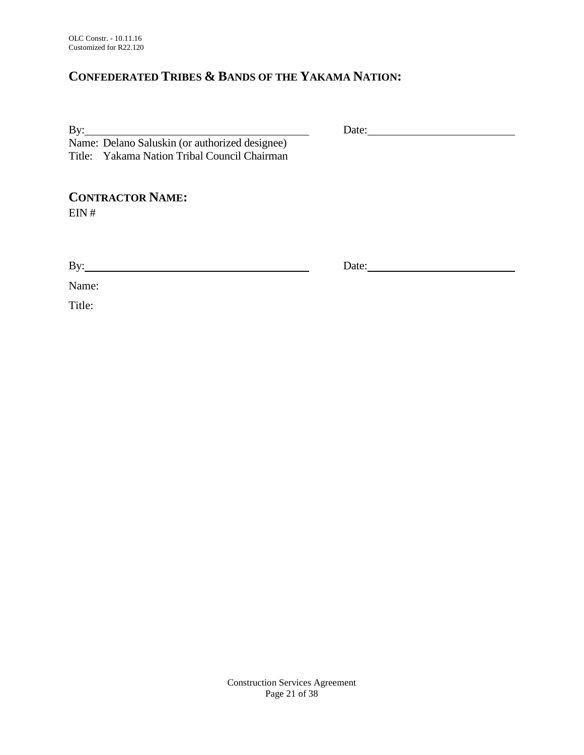OLC Constr. - 10.11.16
Customized for R22.120

## CONFEDERATED TRIBES & BANDS OF THE YAKAMA NATION:

By:\_\_\_\_\_\_\_\_\_\_\_\_\_\_\_\_\_\_\_\_\_\_\_\_\_\_\_\_\_\_\_\_\_\_\_\_\_\_\_\_ Date:\_\_\_\_\_\_\_\_\_\_\_\_\_\_\_\_\_\_\_\_\_\_\_\_\_\_
Name: Delano Saluskin (or authorized designee)
Title: Yakama Nation Tribal Council Chairman

## CONTRACTOR NAME:

EIN #

By:\_\_\_\_\_\_\_\_\_\_\_\_\_\_\_\_\_\_\_\_\_\_\_\_\_\_\_\_\_\_\_\_\_\_\_\_\_\_\_\_ Date:\_\_\_\_\_\_\_\_\_\_\_\_\_\_\_\_\_\_\_\_\_\_\_\_\_\_

Name:

Title: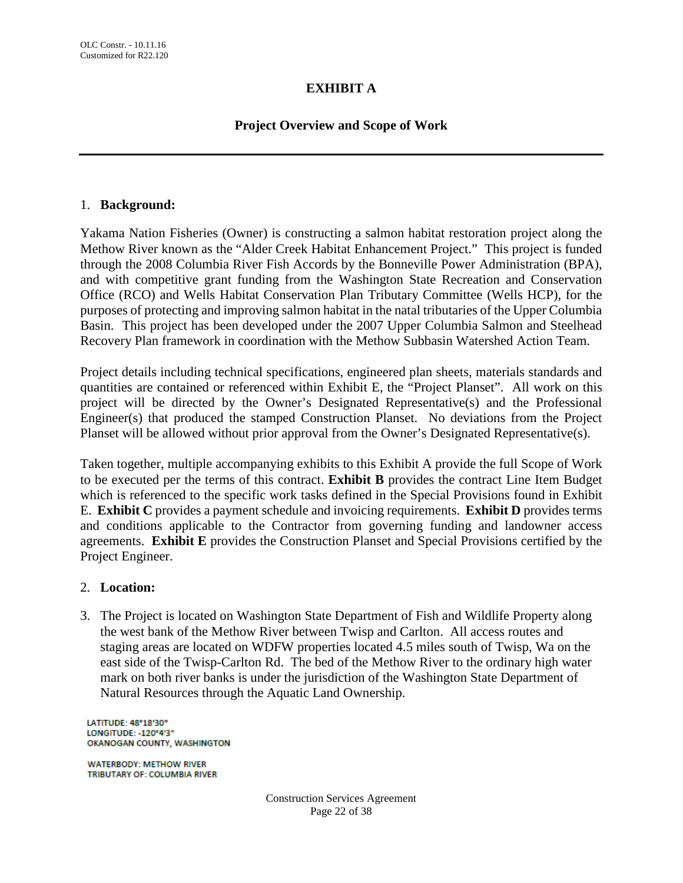# EXHIBIT A

## Project Overview and Scope of Work

1. **Background:**

Yakama Nation Fisheries (Owner) is constructing a salmon habitat restoration project along the Methow River known as the "Alder Creek Habitat Enhancement Project." This project is funded through the 2008 Columbia River Fish Accords by the Bonneville Power Administration (BPA), and with competitive grant funding from the Washington State Recreation and Conservation Office (RCO) and Wells Habitat Conservation Plan Tributary Committee (Wells HCP), for the purposes of protecting and improving salmon habitat in the natal tributaries of the Upper Columbia Basin. This project has been developed under the 2007 Upper Columbia Salmon and Steelhead Recovery Plan framework in coordination with the Methow Subbasin Watershed Action Team.

Project details including technical specifications, engineered plan sheets, materials standards and quantities are contained or referenced within Exhibit E, the "Project Planset". All work on this project will be directed by the Owner's Designated Representative(s) and the Professional Engineer(s) that produced the stamped Construction Planset. No deviations from the Project Planset will be allowed without prior approval from the Owner's Designated Representative(s).

Taken together, multiple accompanying exhibits to this Exhibit A provide the full Scope of Work to be executed per the terms of this contract. **Exhibit B** provides the contract Line Item Budget which is referenced to the specific work tasks defined in the Special Provisions found in Exhibit E. **Exhibit C** provides a payment schedule and invoicing requirements. **Exhibit D** provides terms and conditions applicable to the Contractor from governing funding and landowner access agreements. **Exhibit E** provides the Construction Planset and Special Provisions certified by the Project Engineer.

2. **Location:**

3. The Project is located on Washington State Department of Fish and Wildlife Property along the west bank of the Methow River between Twisp and Carlton. All access routes and staging areas are located on WDFW properties located 4.5 miles south of Twisp, Wa on the east side of the Twisp-Carlton Rd. The bed of the Methow River to the ordinary high water mark on both river banks is under the jurisdiction of the Washington State Department of Natural Resources through the Aquatic Land Ownership.

LATITUDE: 48°18'30"
LONGITUDE: -120°4'3"
OKANOGAN COUNTY, WASHINGTON

WATERBODY: METHOW RIVER
TRIBUTARY OF: COLUMBIA RIVER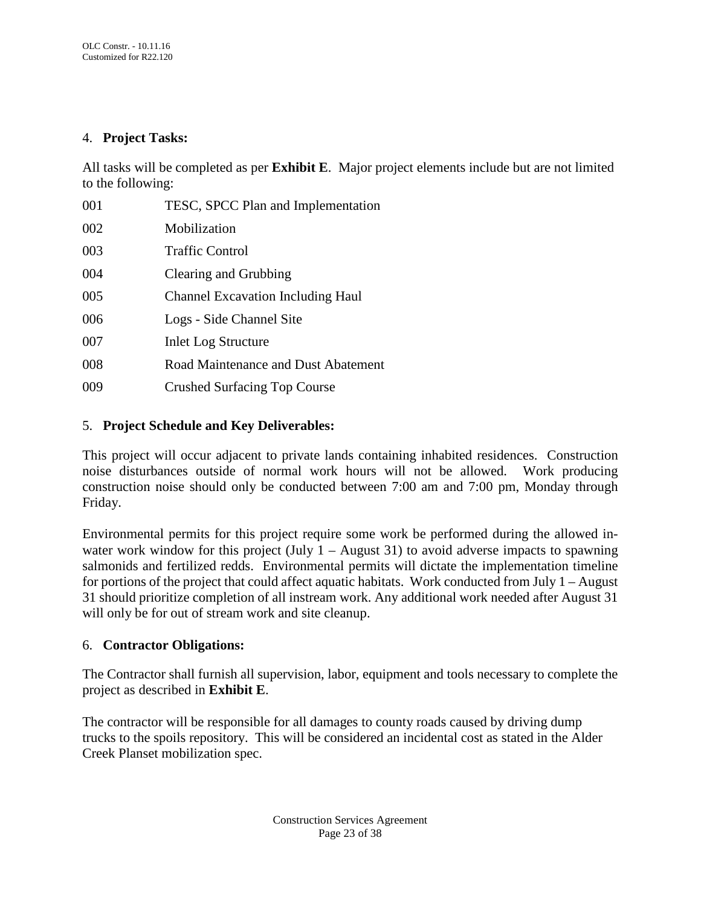4. **Project Tasks:**

All tasks will be completed as per **Exhibit E**. Major project elements include but are not limited to the following:

| | |
|---|---|
| 001 | TESC, SPCC Plan and Implementation |
| 002 | Mobilization |
| 003 | Traffic Control |
| 004 | Clearing and Grubbing |
| 005 | Channel Excavation Including Haul |
| 006 | Logs - Side Channel Site |
| 007 | Inlet Log Structure |
| 008 | Road Maintenance and Dust Abatement |
| 009 | Crushed Surfacing Top Course |

5. **Project Schedule and Key Deliverables:**

This project will occur adjacent to private lands containing inhabited residences. Construction noise disturbances outside of normal work hours will not be allowed. Work producing construction noise should only be conducted between 7:00 am and 7:00 pm, Monday through Friday.

Environmental permits for this project require some work be performed during the allowed in-water work window for this project (July 1 – August 31) to avoid adverse impacts to spawning salmonids and fertilized redds. Environmental permits will dictate the implementation timeline for portions of the project that could affect aquatic habitats. Work conducted from July 1 – August 31 should prioritize completion of all instream work. Any additional work needed after August 31 will only be for out of stream work and site cleanup.

6. **Contractor Obligations:**

The Contractor shall furnish all supervision, labor, equipment and tools necessary to complete the project as described in **Exhibit E**.

The contractor will be responsible for all damages to county roads caused by driving dump trucks to the spoils repository. This will be considered an incidental cost as stated in the Alder Creek Planset mobilization spec.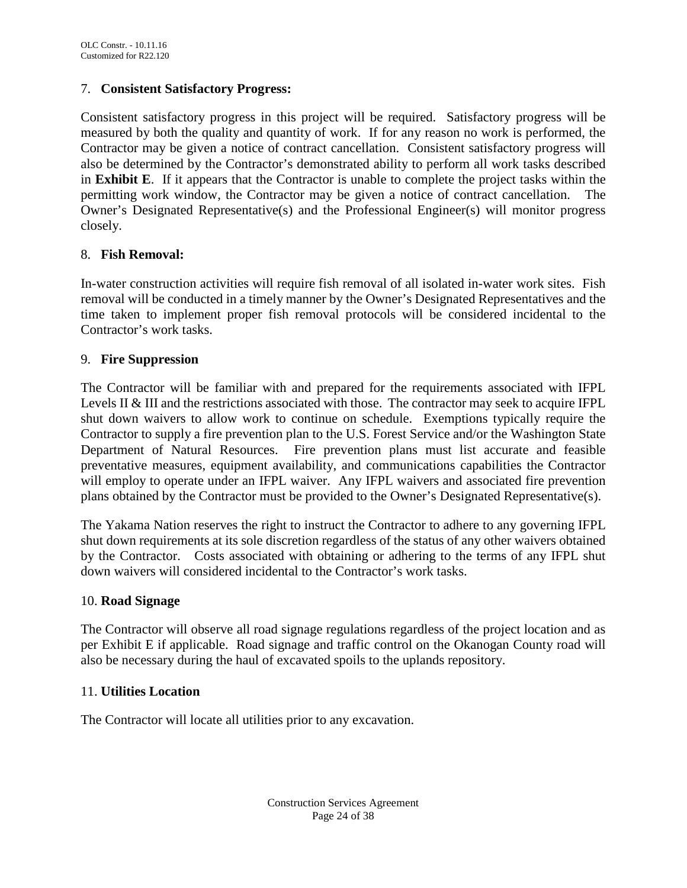7. **Consistent Satisfactory Progress:**

Consistent satisfactory progress in this project will be required. Satisfactory progress will be measured by both the quality and quantity of work. If for any reason no work is performed, the Contractor may be given a notice of contract cancellation. Consistent satisfactory progress will also be determined by the Contractor's demonstrated ability to perform all work tasks described in **Exhibit E**. If it appears that the Contractor is unable to complete the project tasks within the permitting work window, the Contractor may be given a notice of contract cancellation. The Owner's Designated Representative(s) and the Professional Engineer(s) will monitor progress closely.

8. **Fish Removal:**

In-water construction activities will require fish removal of all isolated in-water work sites. Fish removal will be conducted in a timely manner by the Owner's Designated Representatives and the time taken to implement proper fish removal protocols will be considered incidental to the Contractor's work tasks.

9. **Fire Suppression**

The Contractor will be familiar with and prepared for the requirements associated with IFPL Levels II & III and the restrictions associated with those. The contractor may seek to acquire IFPL shut down waivers to allow work to continue on schedule. Exemptions typically require the Contractor to supply a fire prevention plan to the U.S. Forest Service and/or the Washington State Department of Natural Resources. Fire prevention plans must list accurate and feasible preventative measures, equipment availability, and communications capabilities the Contractor will employ to operate under an IFPL waiver. Any IFPL waivers and associated fire prevention plans obtained by the Contractor must be provided to the Owner's Designated Representative(s).

The Yakama Nation reserves the right to instruct the Contractor to adhere to any governing IFPL shut down requirements at its sole discretion regardless of the status of any other waivers obtained by the Contractor. Costs associated with obtaining or adhering to the terms of any IFPL shut down waivers will considered incidental to the Contractor's work tasks.

10. **Road Signage**

The Contractor will observe all road signage regulations regardless of the project location and as per Exhibit E if applicable. Road signage and traffic control on the Okanogan County road will also be necessary during the haul of excavated spoils to the uplands repository.

11. **Utilities Location**

The Contractor will locate all utilities prior to any excavation.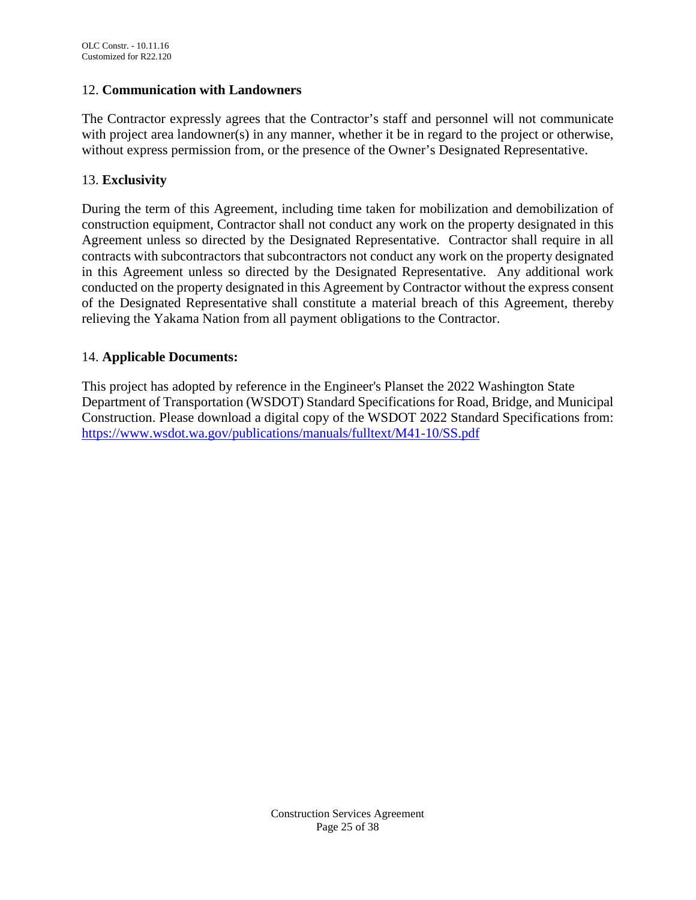12. **Communication with Landowners**

The Contractor expressly agrees that the Contractor's staff and personnel will not communicate with project area landowner(s) in any manner, whether it be in regard to the project or otherwise, without express permission from, or the presence of the Owner's Designated Representative.

13. **Exclusivity**

During the term of this Agreement, including time taken for mobilization and demobilization of construction equipment, Contractor shall not conduct any work on the property designated in this Agreement unless so directed by the Designated Representative. Contractor shall require in all contracts with subcontractors that subcontractors not conduct any work on the property designated in this Agreement unless so directed by the Designated Representative. Any additional work conducted on the property designated in this Agreement by Contractor without the express consent of the Designated Representative shall constitute a material breach of this Agreement, thereby relieving the Yakama Nation from all payment obligations to the Contractor.

14. **Applicable Documents:**

This project has adopted by reference in the Engineer's Planset the 2022 Washington State Department of Transportation (WSDOT) Standard Specifications for Road, Bridge, and Municipal Construction. Please download a digital copy of the WSDOT 2022 Standard Specifications from: https://www.wsdot.wa.gov/publications/manuals/fulltext/M41-10/SS.pdf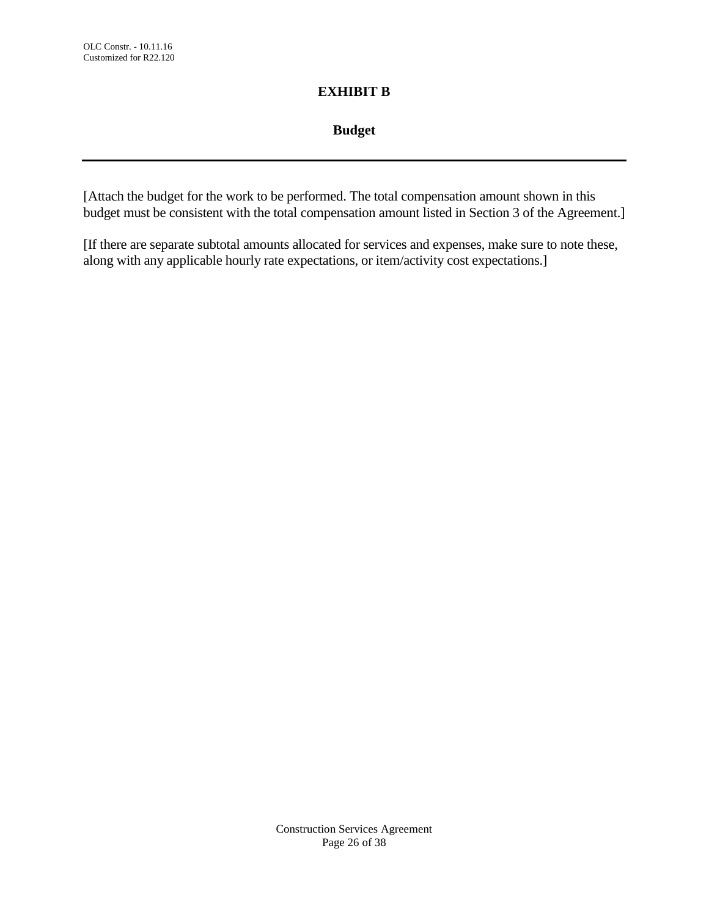# EXHIBIT B

## Budget

---

[Attach the budget for the work to be performed. The total compensation amount shown in this budget must be consistent with the total compensation amount listed in Section 3 of the Agreement.]

[If there are separate subtotal amounts allocated for services and expenses, make sure to note these, along with any applicable hourly rate expectations, or item/activity cost expectations.]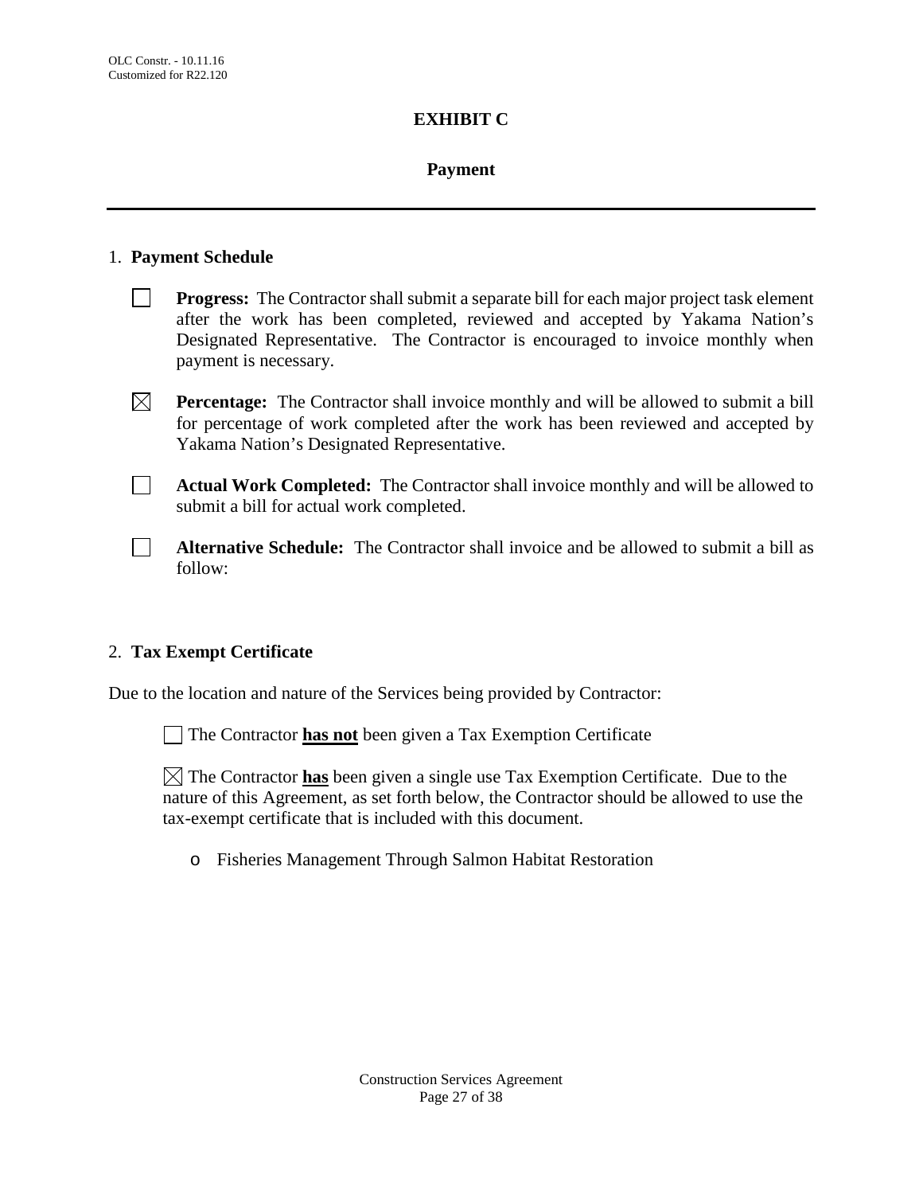OLC Constr. - 10.11.16
Customized for R22.120

# EXHIBIT C

## Payment

---

1. **Payment Schedule**

- ☐ **Progress:** The Contractor shall submit a separate bill for each major project task element after the work has been completed, reviewed and accepted by Yakama Nation's Designated Representative. The Contractor is encouraged to invoice monthly when payment is necessary.

- ☒ **Percentage:** The Contractor shall invoice monthly and will be allowed to submit a bill for percentage of work completed after the work has been reviewed and accepted by Yakama Nation's Designated Representative.

- ☐ **Actual Work Completed:** The Contractor shall invoice monthly and will be allowed to submit a bill for actual work completed.

- ☐ **Alternative Schedule:** The Contractor shall invoice and be allowed to submit a bill as follow:

2. **Tax Exempt Certificate**

Due to the location and nature of the Services being provided by Contractor:

☐ The Contractor **has not** been given a Tax Exemption Certificate

☒ The Contractor **has** been given a single use Tax Exemption Certificate. Due to the nature of this Agreement, as set forth below, the Contractor should be allowed to use the tax-exempt certificate that is included with this document.

- o Fisheries Management Through Salmon Habitat Restoration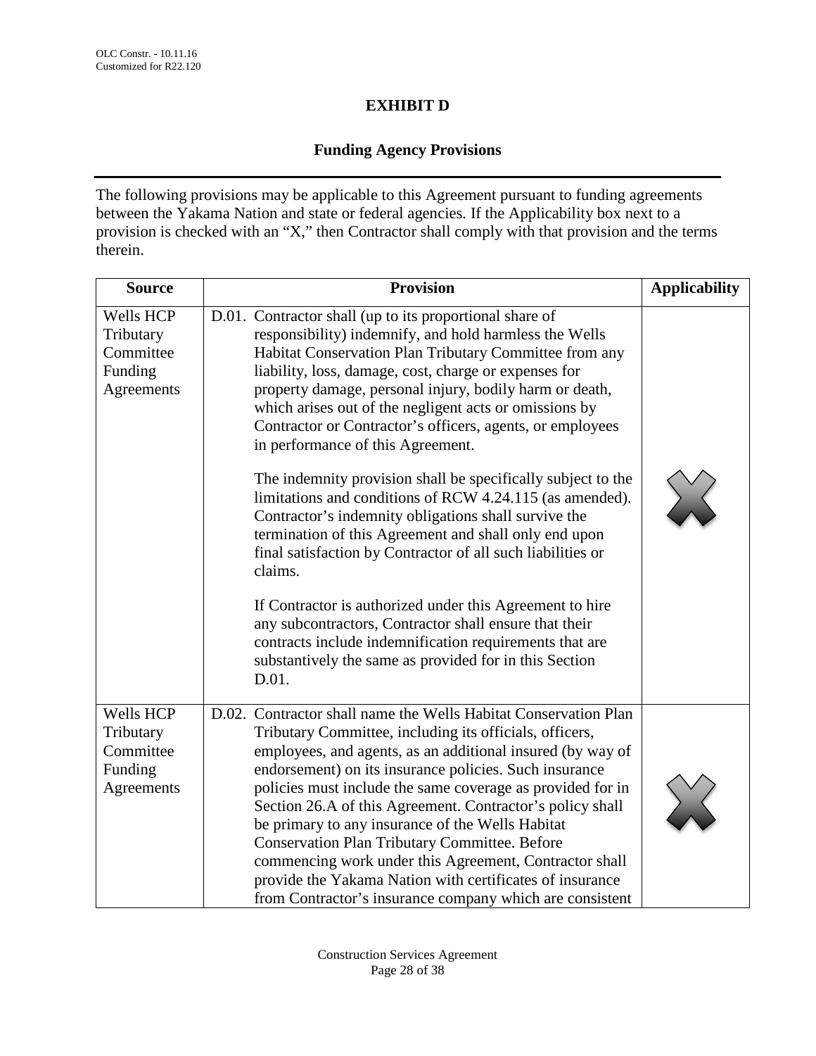OLC Constr. - 10.11.16
Customized for R22.120

# EXHIBIT D

## Funding Agency Provisions

The following provisions may be applicable to this Agreement pursuant to funding agreements between the Yakama Nation and state or federal agencies. If the Applicability box next to a provision is checked with an "X," then Contractor shall comply with that provision and the terms therein.

| Source | Provision | Applicability |
|---|---|---|
| Wells HCP Tributary Committee Funding Agreements | D.01. Contractor shall (up to its proportional share of responsibility) indemnify, and hold harmless the Wells Habitat Conservation Plan Tributary Committee from any liability, loss, damage, cost, charge or expenses for property damage, personal injury, bodily harm or death, which arises out of the negligent acts or omissions by Contractor or Contractor's officers, agents, or employees in performance of this Agreement.<br><br>The indemnity provision shall be specifically subject to the limitations and conditions of RCW 4.24.115 (as amended). Contractor's indemnity obligations shall survive the termination of this Agreement and shall only end upon final satisfaction by Contractor of all such liabilities or claims.<br><br>If Contractor is authorized under this Agreement to hire any subcontractors, Contractor shall ensure that their contracts include indemnification requirements that are substantively the same as provided for in this Section D.01. | X |
| Wells HCP Tributary Committee Funding Agreements | D.02. Contractor shall name the Wells Habitat Conservation Plan Tributary Committee, including its officials, officers, employees, and agents, as an additional insured (by way of endorsement) on its insurance policies. Such insurance policies must include the same coverage as provided for in Section 26.A of this Agreement. Contractor's policy shall be primary to any insurance of the Wells Habitat Conservation Plan Tributary Committee. Before commencing work under this Agreement, Contractor shall provide the Yakama Nation with certificates of insurance from Contractor's insurance company which are consistent | X |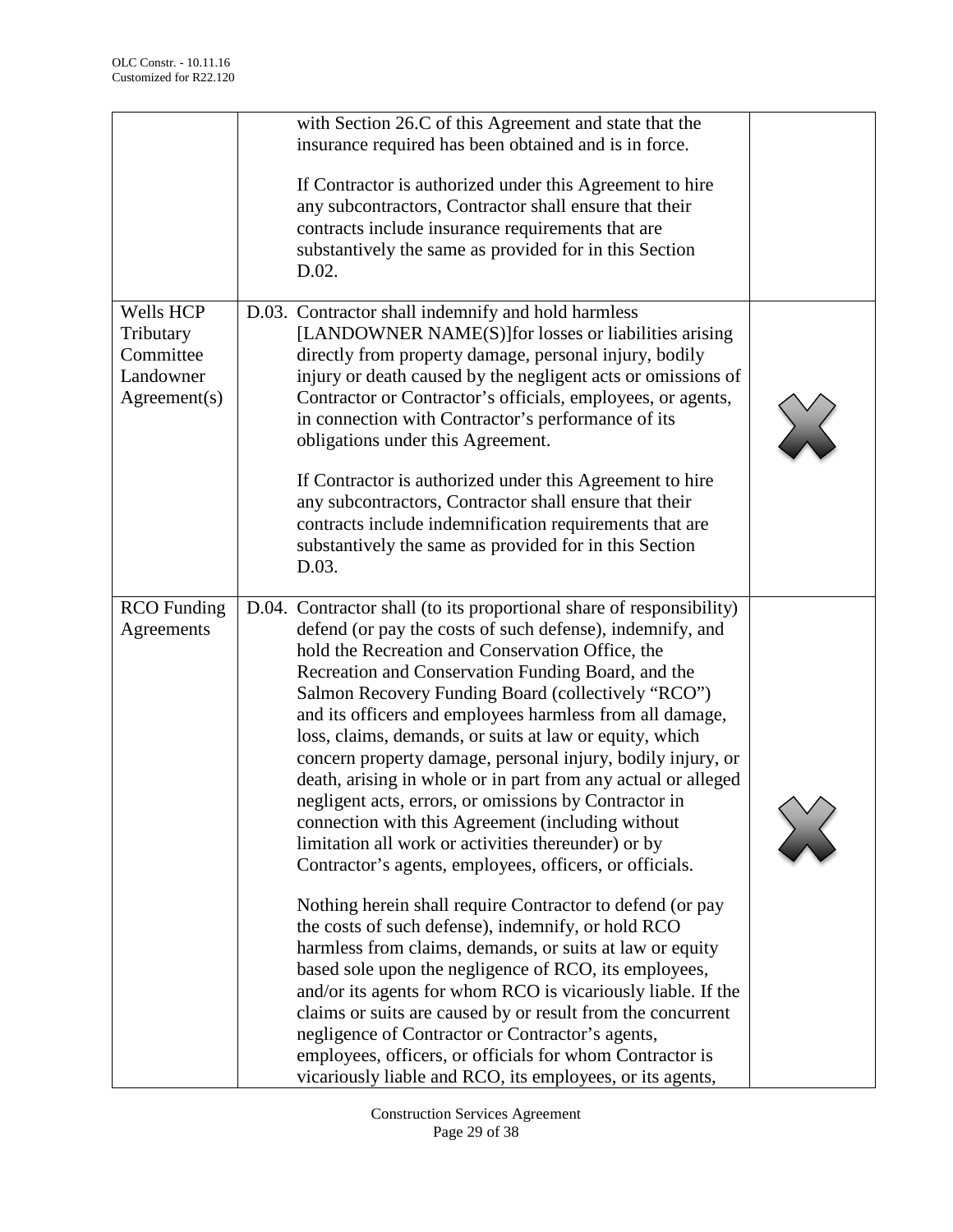| | | |
|---|---|---|
| | with Section 26.C of this Agreement and state that the insurance required has been obtained and is in force.<br><br>If Contractor is authorized under this Agreement to hire any subcontractors, Contractor shall ensure that their contracts include insurance requirements that are substantively the same as provided for in this Section D.02. | |
| Wells HCP Tributary Committee Landowner Agreement(s) | D.03. Contractor shall indemnify and hold harmless [LANDOWNER NAME(S)]for losses or liabilities arising directly from property damage, personal injury, bodily injury or death caused by the negligent acts or omissions of Contractor or Contractor's officials, employees, or agents, in connection with Contractor's performance of its obligations under this Agreement.<br><br>If Contractor is authorized under this Agreement to hire any subcontractors, Contractor shall ensure that their contracts include indemnification requirements that are substantively the same as provided for in this Section D.03. | ✗ |
| RCO Funding Agreements | D.04. Contractor shall (to its proportional share of responsibility) defend (or pay the costs of such defense), indemnify, and hold the Recreation and Conservation Office, the Recreation and Conservation Funding Board, and the Salmon Recovery Funding Board (collectively "RCO") and its officers and employees harmless from all damage, loss, claims, demands, or suits at law or equity, which concern property damage, personal injury, bodily injury, or death, arising in whole or in part from any actual or alleged negligent acts, errors, or omissions by Contractor in connection with this Agreement (including without limitation all work or activities thereunder) or by Contractor's agents, employees, officers, or officials.<br><br>Nothing herein shall require Contractor to defend (or pay the costs of such defense), indemnify, or hold RCO harmless from claims, demands, or suits at law or equity based sole upon the negligence of RCO, its employees, and/or its agents for whom RCO is vicariously liable. If the claims or suits are caused by or result from the concurrent negligence of Contractor or Contractor's agents, employees, officers, or officials for whom Contractor is vicariously liable and RCO, its employees, or its agents, | ✗ |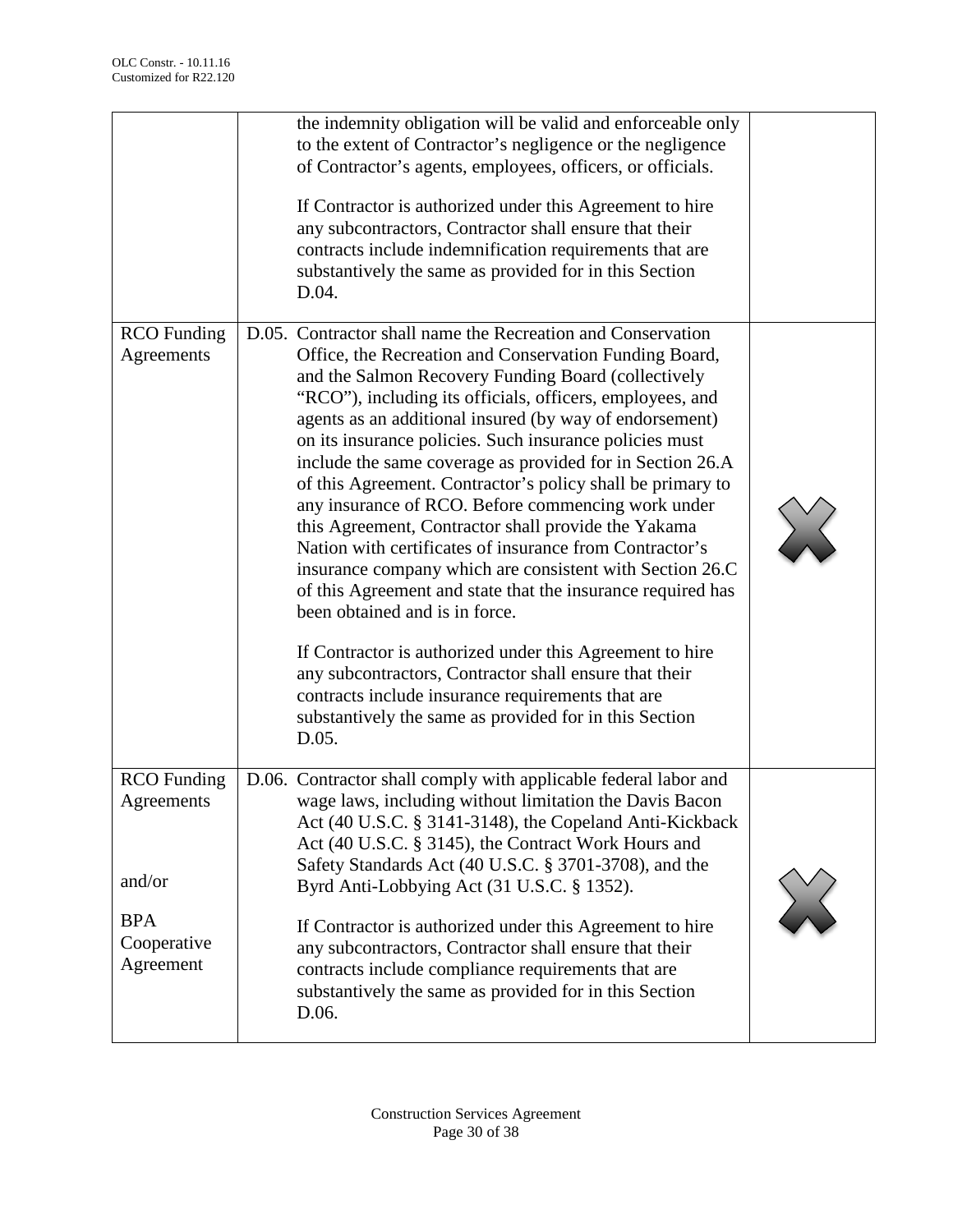| | | |
|---|---|---|
| | the indemnity obligation will be valid and enforceable only to the extent of Contractor's negligence or the negligence of Contractor's agents, employees, officers, or officials.<br><br>If Contractor is authorized under this Agreement to hire any subcontractors, Contractor shall ensure that their contracts include indemnification requirements that are substantively the same as provided for in this Section D.04. | |
| RCO Funding Agreements | D.05. Contractor shall name the Recreation and Conservation Office, the Recreation and Conservation Funding Board, and the Salmon Recovery Funding Board (collectively "RCO"), including its officials, officers, employees, and agents as an additional insured (by way of endorsement) on its insurance policies. Such insurance policies must include the same coverage as provided for in Section 26.A of this Agreement. Contractor's policy shall be primary to any insurance of RCO. Before commencing work under this Agreement, Contractor shall provide the Yakama Nation with certificates of insurance from Contractor's insurance company which are consistent with Section 26.C of this Agreement and state that the insurance required has been obtained and is in force.<br><br>If Contractor is authorized under this Agreement to hire any subcontractors, Contractor shall ensure that their contracts include insurance requirements that are substantively the same as provided for in this Section D.05. | ✗ |
| RCO Funding Agreements<br><br>and/or<br><br>BPA Cooperative Agreement | D.06. Contractor shall comply with applicable federal labor and wage laws, including without limitation the Davis Bacon Act (40 U.S.C. § 3141-3148), the Copeland Anti-Kickback Act (40 U.S.C. § 3145), the Contract Work Hours and Safety Standards Act (40 U.S.C. § 3701-3708), and the Byrd Anti-Lobbying Act (31 U.S.C. § 1352).<br><br>If Contractor is authorized under this Agreement to hire any subcontractors, Contractor shall ensure that their contracts include compliance requirements that are substantively the same as provided for in this Section D.06. | ✗ |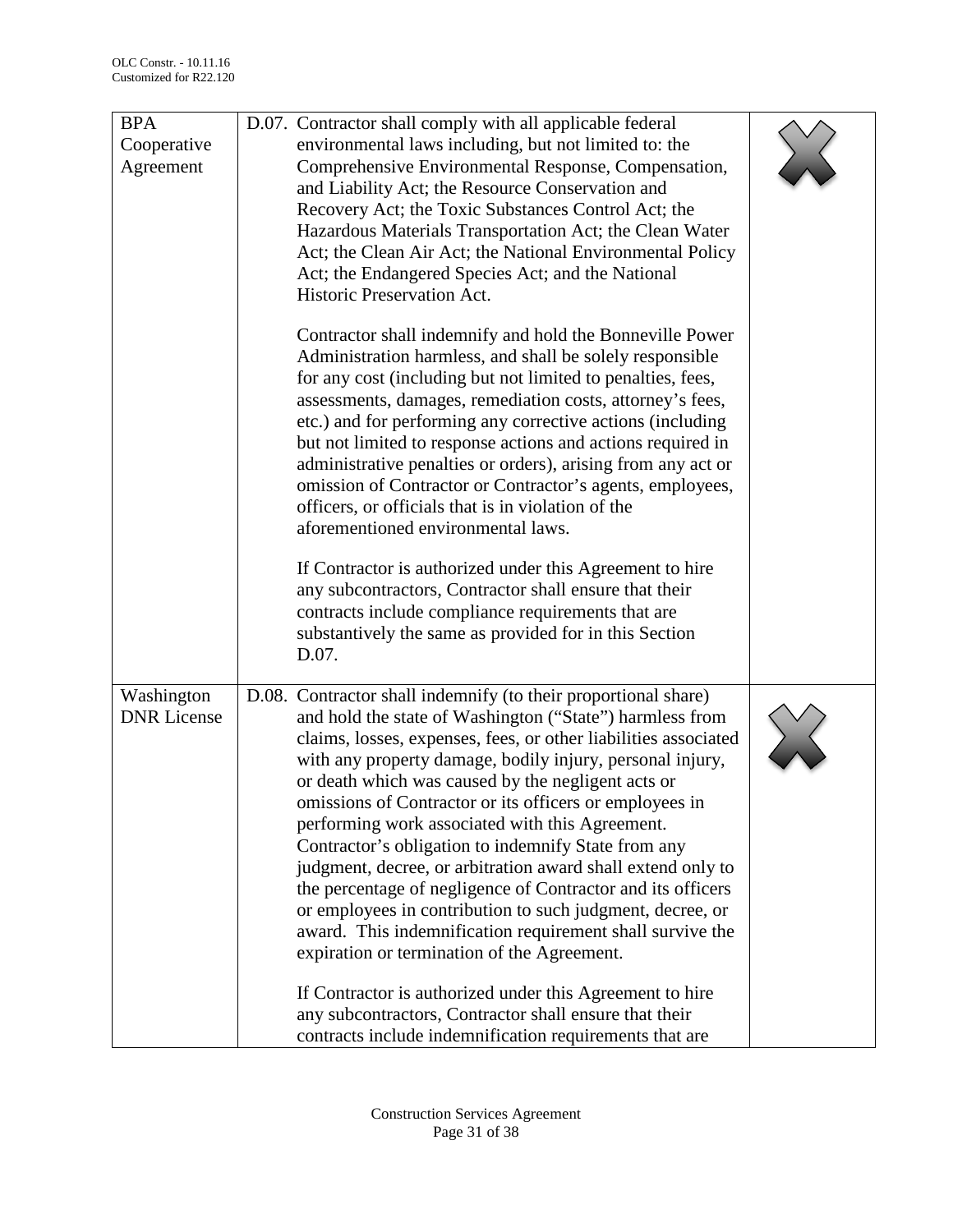| | | |
|---|---|---|
| BPA Cooperative Agreement | D.07. Contractor shall comply with all applicable federal environmental laws including, but not limited to: the Comprehensive Environmental Response, Compensation, and Liability Act; the Resource Conservation and Recovery Act; the Toxic Substances Control Act; the Hazardous Materials Transportation Act; the Clean Water Act; the Clean Air Act; the National Environmental Policy Act; the Endangered Species Act; and the National Historic Preservation Act.<br><br>Contractor shall indemnify and hold the Bonneville Power Administration harmless, and shall be solely responsible for any cost (including but not limited to penalties, fees, assessments, damages, remediation costs, attorney's fees, etc.) and for performing any corrective actions (including but not limited to response actions and actions required in administrative penalties or orders), arising from any act or omission of Contractor or Contractor's agents, employees, officers, or officials that is in violation of the aforementioned environmental laws.<br><br>If Contractor is authorized under this Agreement to hire any subcontractors, Contractor shall ensure that their contracts include compliance requirements that are substantively the same as provided for in this Section D.07. | ✗ |
| Washington DNR License | D.08. Contractor shall indemnify (to their proportional share) and hold the state of Washington ("State") harmless from claims, losses, expenses, fees, or other liabilities associated with any property damage, bodily injury, personal injury, or death which was caused by the negligent acts or omissions of Contractor or its officers or employees in performing work associated with this Agreement. Contractor's obligation to indemnify State from any judgment, decree, or arbitration award shall extend only to the percentage of negligence of Contractor and its officers or employees in contribution to such judgment, decree, or award. This indemnification requirement shall survive the expiration or termination of the Agreement.<br><br>If Contractor is authorized under this Agreement to hire any subcontractors, Contractor shall ensure that their contracts include indemnification requirements that are | ✗ |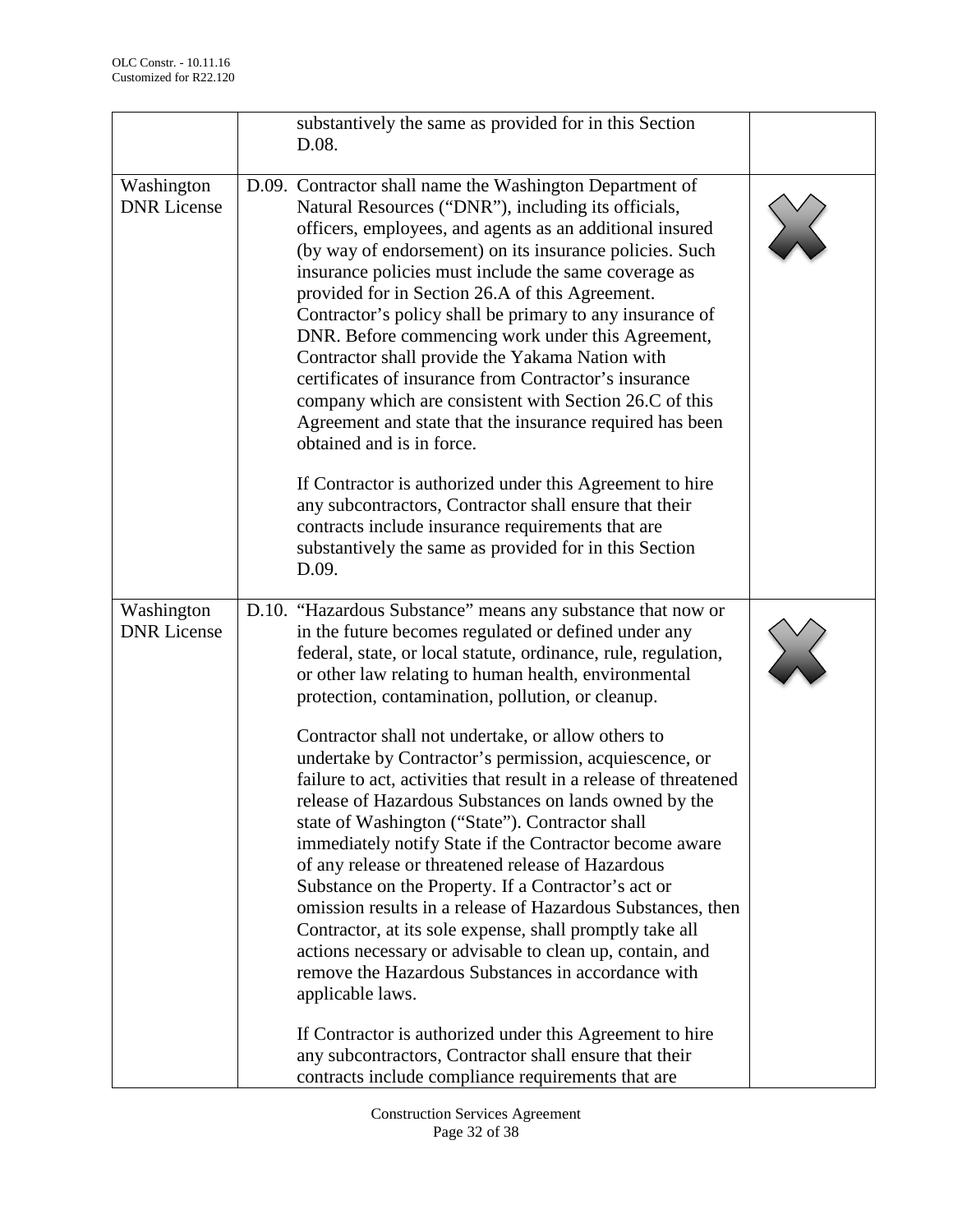| | | |
|---|---|---|
| | substantively the same as provided for in this Section D.08. | |
| Washington DNR License | D.09. Contractor shall name the Washington Department of Natural Resources ("DNR"), including its officials, officers, employees, and agents as an additional insured (by way of endorsement) on its insurance policies. Such insurance policies must include the same coverage as provided for in Section 26.A of this Agreement. Contractor's policy shall be primary to any insurance of DNR. Before commencing work under this Agreement, Contractor shall provide the Yakama Nation with certificates of insurance from Contractor's insurance company which are consistent with Section 26.C of this Agreement and state that the insurance required has been obtained and is in force.<br><br>If Contractor is authorized under this Agreement to hire any subcontractors, Contractor shall ensure that their contracts include insurance requirements that are substantively the same as provided for in this Section D.09. | ✗ |
| Washington DNR License | D.10. "Hazardous Substance" means any substance that now or in the future becomes regulated or defined under any federal, state, or local statute, ordinance, rule, regulation, or other law relating to human health, environmental protection, contamination, pollution, or cleanup.<br><br>Contractor shall not undertake, or allow others to undertake by Contractor's permission, acquiescence, or failure to act, activities that result in a release of threatened release of Hazardous Substances on lands owned by the state of Washington ("State"). Contractor shall immediately notify State if the Contractor become aware of any release or threatened release of Hazardous Substance on the Property. If a Contractor's act or omission results in a release of Hazardous Substances, then Contractor, at its sole expense, shall promptly take all actions necessary or advisable to clean up, contain, and remove the Hazardous Substances in accordance with applicable laws.<br><br>If Contractor is authorized under this Agreement to hire any subcontractors, Contractor shall ensure that their contracts include compliance requirements that are | ✗ |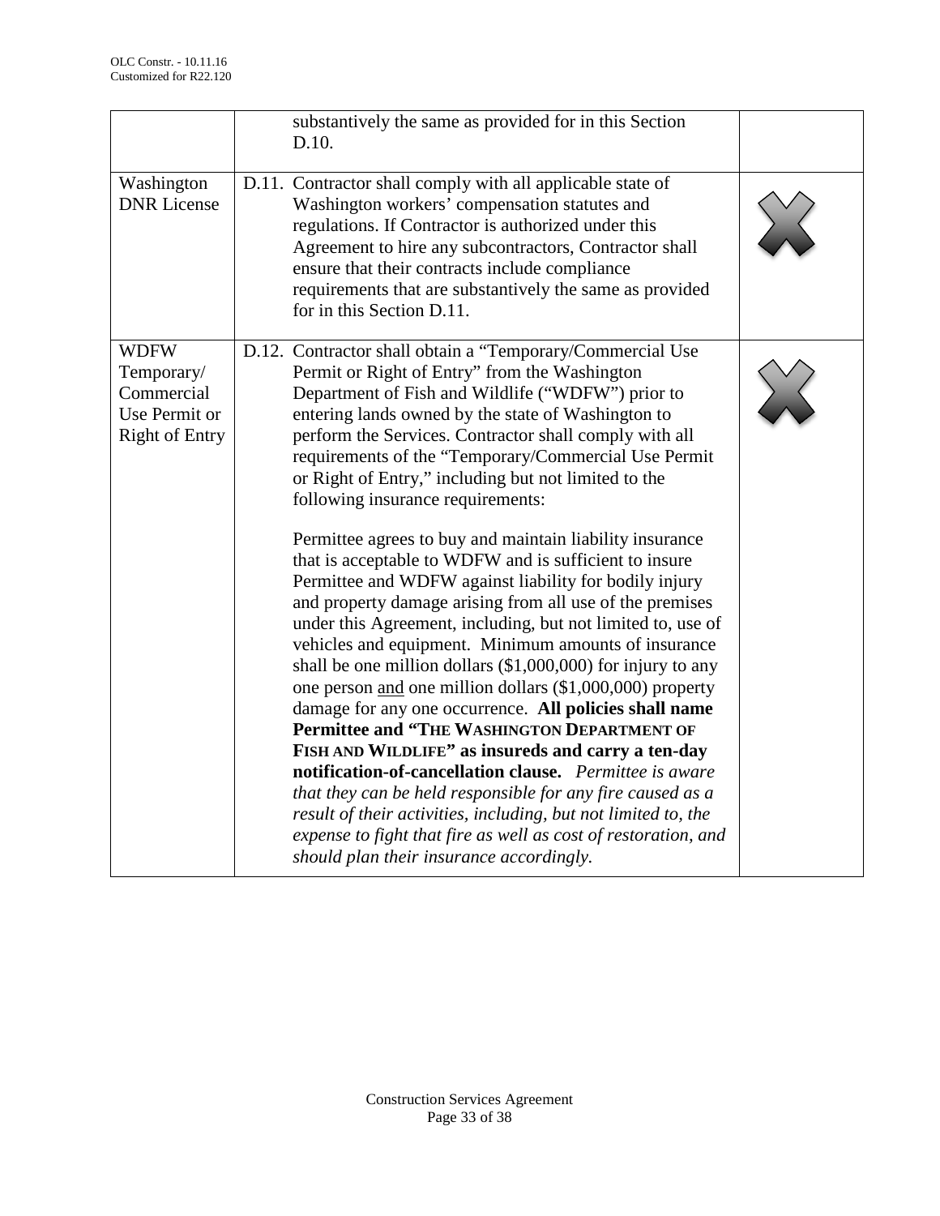| | | |
|---|---|---|
| | substantively the same as provided for in this Section D.10. | |
| Washington DNR License | D.11. Contractor shall comply with all applicable state of Washington workers' compensation statutes and regulations. If Contractor is authorized under this Agreement to hire any subcontractors, Contractor shall ensure that their contracts include compliance requirements that are substantively the same as provided for in this Section D.11. | X |
| WDFW Temporary/ Commercial Use Permit or Right of Entry | D.12. Contractor shall obtain a "Temporary/Commercial Use Permit or Right of Entry" from the Washington Department of Fish and Wildlife ("WDFW") prior to entering lands owned by the state of Washington to perform the Services. Contractor shall comply with all requirements of the "Temporary/Commercial Use Permit or Right of Entry," including but not limited to the following insurance requirements:<br><br>Permittee agrees to buy and maintain liability insurance that is acceptable to WDFW and is sufficient to insure Permittee and WDFW against liability for bodily injury and property damage arising from all use of the premises under this Agreement, including, but not limited to, use of vehicles and equipment. Minimum amounts of insurance shall be one million dollars ($1,000,000) for injury to any one person and one million dollars ($1,000,000) property damage for any one occurrence. **All policies shall name Permittee and "THE WASHINGTON DEPARTMENT OF FISH AND WILDLIFE" as insureds and carry a ten-day notification-of-cancellation clause.** *Permittee is aware that they can be held responsible for any fire caused as a result of their activities, including, but not limited to, the expense to fight that fire as well as cost of restoration, and should plan their insurance accordingly.* | X |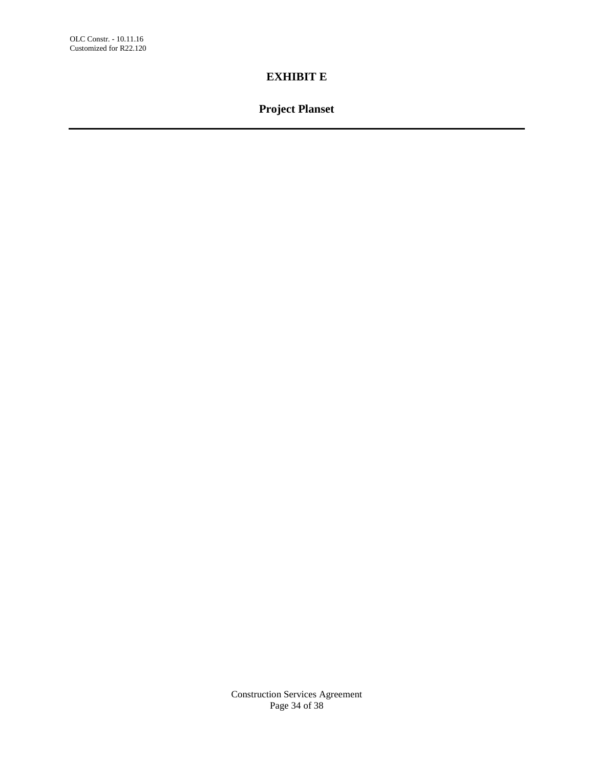# EXHIBIT E

## Project Planset